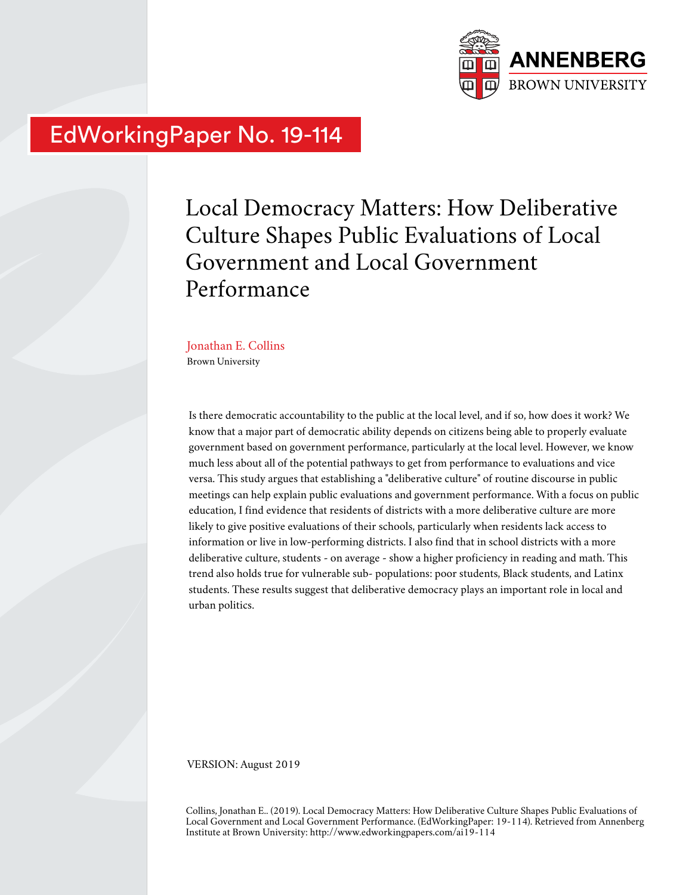ANNENBERG
BROWN UNIVERSITY

EdWorkingPaper No. 19-114

# Local Democracy Matters: How Deliberative Culture Shapes Public Evaluations of Local Government and Local Government Performance

Jonathan E. Collins
Brown University

Is there democratic accountability to the public at the local level, and if so, how does it work? We know that a major part of democratic ability depends on citizens being able to properly evaluate government based on government performance, particularly at the local level. However, we know much less about all of the potential pathways to get from performance to evaluations and vice versa. This study argues that establishing a "deliberative culture" of routine discourse in public meetings can help explain public evaluations and government performance. With a focus on public education, I find evidence that residents of districts with a more deliberative culture are more likely to give positive evaluations of their schools, particularly when residents lack access to information or live in low-performing districts. I also find that in school districts with a more deliberative culture, students - on average - show a higher proficiency in reading and math. This trend also holds true for vulnerable sub- populations: poor students, Black students, and Latinx students. These results suggest that deliberative democracy plays an important role in local and urban politics.

VERSION: August 2019

Collins, Jonathan E.. (2019). Local Democracy Matters: How Deliberative Culture Shapes Public Evaluations of Local Government and Local Government Performance. (EdWorkingPaper: 19-114). Retrieved from Annenberg Institute at Brown University: http://www.edworkingpapers.com/ai19-114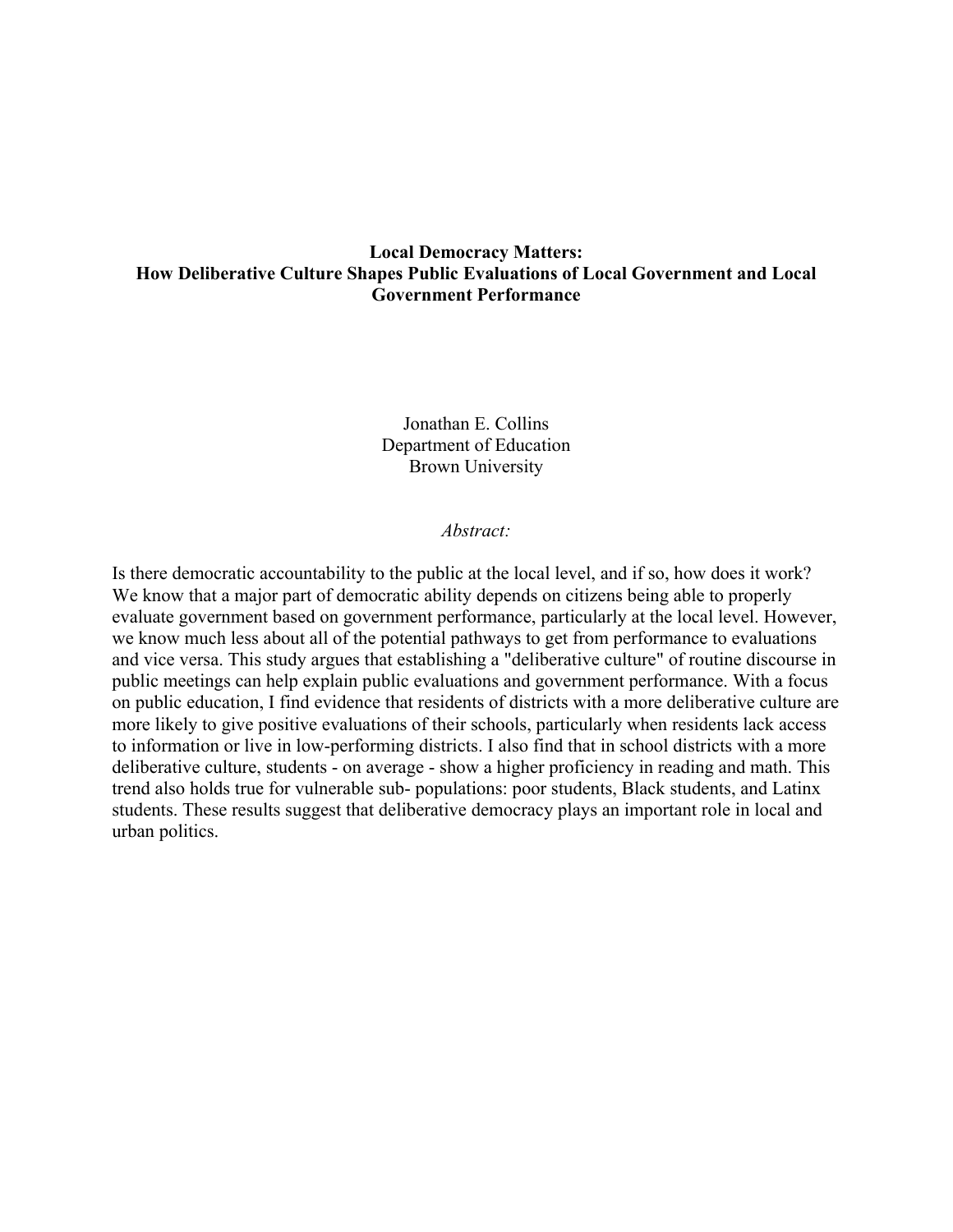**Local Democracy Matters:**
**How Deliberative Culture Shapes Public Evaluations of Local Government and Local Government Performance**

Jonathan E. Collins
Department of Education
Brown University

*Abstract:*

Is there democratic accountability to the public at the local level, and if so, how does it work? We know that a major part of democratic ability depends on citizens being able to properly evaluate government based on government performance, particularly at the local level. However, we know much less about all of the potential pathways to get from performance to evaluations and vice versa. This study argues that establishing a "deliberative culture" of routine discourse in public meetings can help explain public evaluations and government performance. With a focus on public education, I find evidence that residents of districts with a more deliberative culture are more likely to give positive evaluations of their schools, particularly when residents lack access to information or live in low-performing districts. I also find that in school districts with a more deliberative culture, students - on average - show a higher proficiency in reading and math. This trend also holds true for vulnerable sub- populations: poor students, Black students, and Latinx students. These results suggest that deliberative democracy plays an important role in local and urban politics.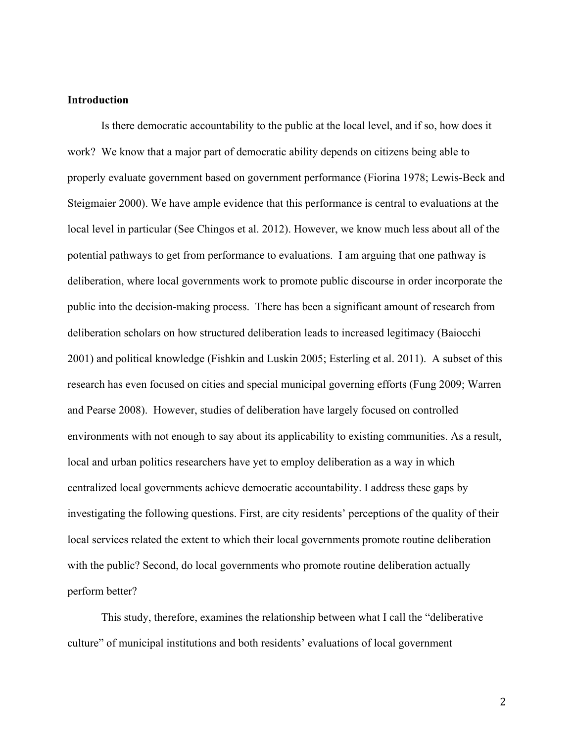**Introduction**

Is there democratic accountability to the public at the local level, and if so, how does it work? We know that a major part of democratic ability depends on citizens being able to properly evaluate government based on government performance (Fiorina 1978; Lewis-Beck and Steigmaier 2000). We have ample evidence that this performance is central to evaluations at the local level in particular (See Chingos et al. 2012). However, we know much less about all of the potential pathways to get from performance to evaluations. I am arguing that one pathway is deliberation, where local governments work to promote public discourse in order incorporate the public into the decision-making process. There has been a significant amount of research from deliberation scholars on how structured deliberation leads to increased legitimacy (Baiocchi 2001) and political knowledge (Fishkin and Luskin 2005; Esterling et al. 2011). A subset of this research has even focused on cities and special municipal governing efforts (Fung 2009; Warren and Pearse 2008). However, studies of deliberation have largely focused on controlled environments with not enough to say about its applicability to existing communities. As a result, local and urban politics researchers have yet to employ deliberation as a way in which centralized local governments achieve democratic accountability. I address these gaps by investigating the following questions. First, are city residents' perceptions of the quality of their local services related the extent to which their local governments promote routine deliberation with the public? Second, do local governments who promote routine deliberation actually perform better?

This study, therefore, examines the relationship between what I call the "deliberative culture" of municipal institutions and both residents' evaluations of local government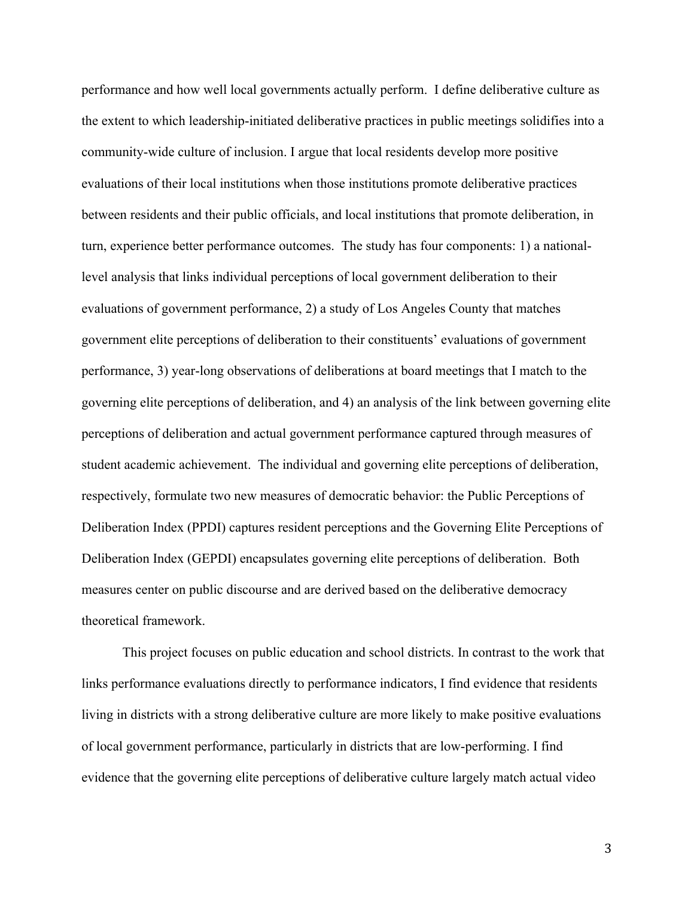performance and how well local governments actually perform. I define deliberative culture as the extent to which leadership-initiated deliberative practices in public meetings solidifies into a community-wide culture of inclusion. I argue that local residents develop more positive evaluations of their local institutions when those institutions promote deliberative practices between residents and their public officials, and local institutions that promote deliberation, in turn, experience better performance outcomes. The study has four components: 1) a national-level analysis that links individual perceptions of local government deliberation to their evaluations of government performance, 2) a study of Los Angeles County that matches government elite perceptions of deliberation to their constituents' evaluations of government performance, 3) year-long observations of deliberations at board meetings that I match to the governing elite perceptions of deliberation, and 4) an analysis of the link between governing elite perceptions of deliberation and actual government performance captured through measures of student academic achievement. The individual and governing elite perceptions of deliberation, respectively, formulate two new measures of democratic behavior: the Public Perceptions of Deliberation Index (PPDI) captures resident perceptions and the Governing Elite Perceptions of Deliberation Index (GEPDI) encapsulates governing elite perceptions of deliberation. Both measures center on public discourse and are derived based on the deliberative democracy theoretical framework.

This project focuses on public education and school districts. In contrast to the work that links performance evaluations directly to performance indicators, I find evidence that residents living in districts with a strong deliberative culture are more likely to make positive evaluations of local government performance, particularly in districts that are low-performing. I find evidence that the governing elite perceptions of deliberative culture largely match actual video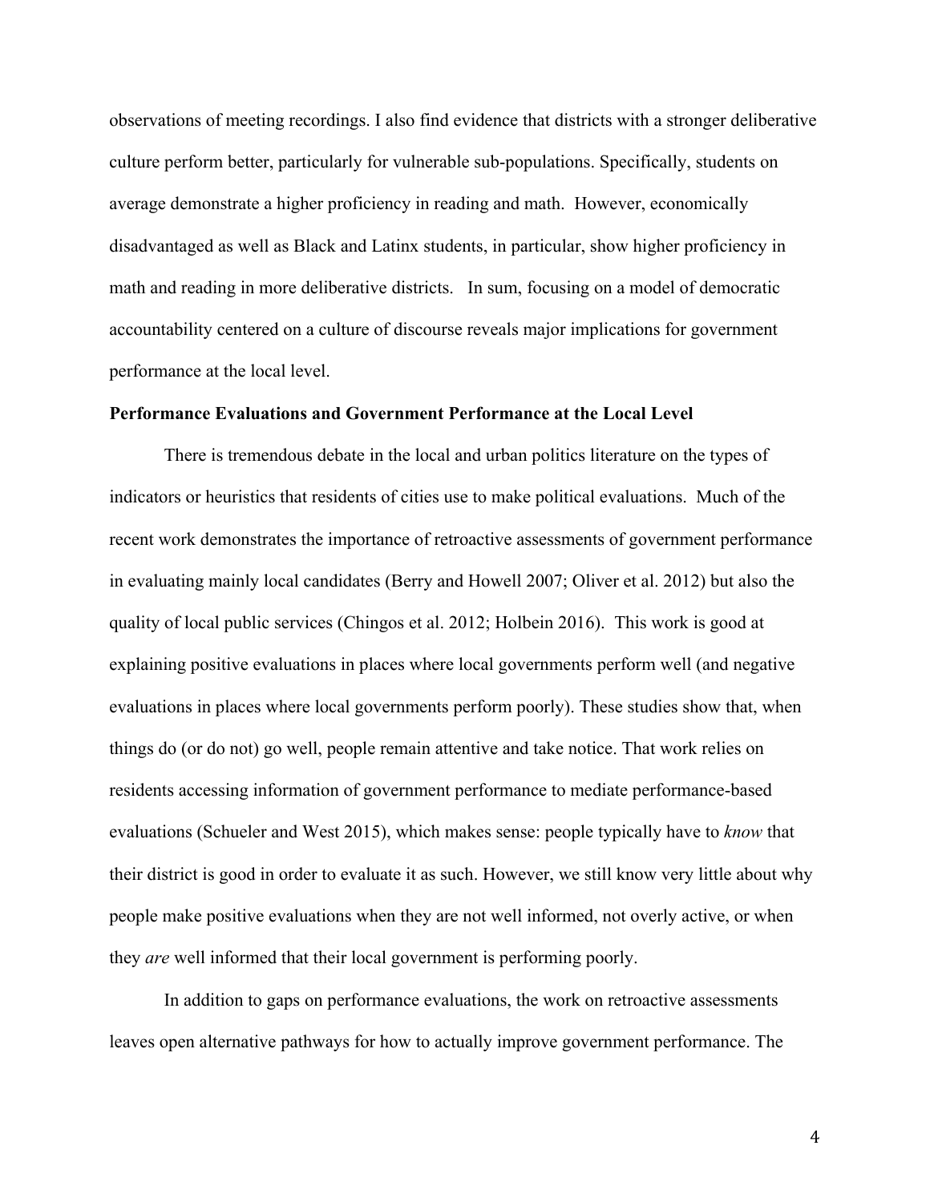observations of meeting recordings. I also find evidence that districts with a stronger deliberative culture perform better, particularly for vulnerable sub-populations. Specifically, students on average demonstrate a higher proficiency in reading and math. However, economically disadvantaged as well as Black and Latinx students, in particular, show higher proficiency in math and reading in more deliberative districts. In sum, focusing on a model of democratic accountability centered on a culture of discourse reveals major implications for government performance at the local level.

**Performance Evaluations and Government Performance at the Local Level**

There is tremendous debate in the local and urban politics literature on the types of indicators or heuristics that residents of cities use to make political evaluations. Much of the recent work demonstrates the importance of retroactive assessments of government performance in evaluating mainly local candidates (Berry and Howell 2007; Oliver et al. 2012) but also the quality of local public services (Chingos et al. 2012; Holbein 2016). This work is good at explaining positive evaluations in places where local governments perform well (and negative evaluations in places where local governments perform poorly). These studies show that, when things do (or do not) go well, people remain attentive and take notice. That work relies on residents accessing information of government performance to mediate performance-based evaluations (Schueler and West 2015), which makes sense: people typically have to *know* that their district is good in order to evaluate it as such. However, we still know very little about why people make positive evaluations when they are not well informed, not overly active, or when they *are* well informed that their local government is performing poorly.

In addition to gaps on performance evaluations, the work on retroactive assessments leaves open alternative pathways for how to actually improve government performance. The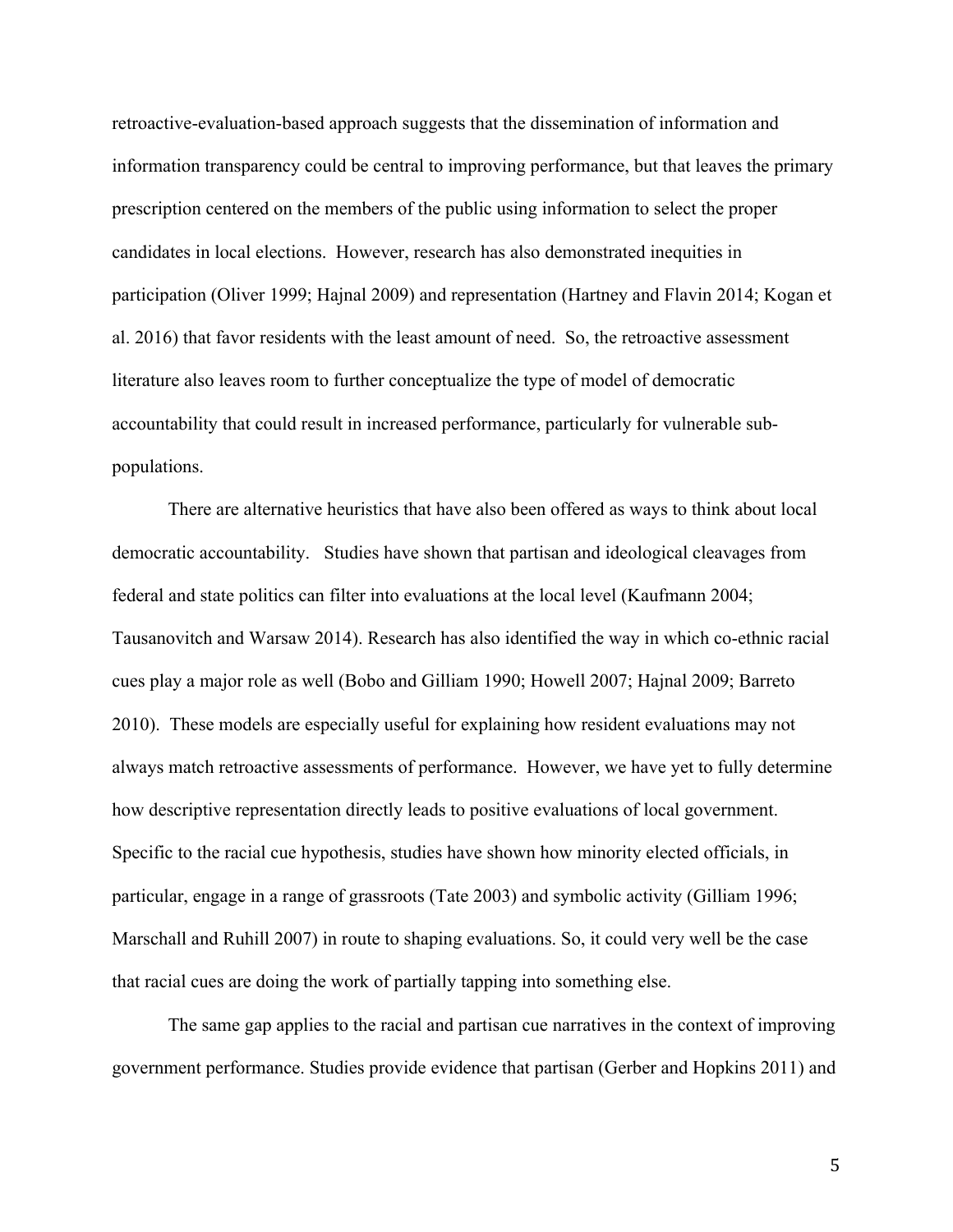retroactive-evaluation-based approach suggests that the dissemination of information and information transparency could be central to improving performance, but that leaves the primary prescription centered on the members of the public using information to select the proper candidates in local elections. However, research has also demonstrated inequities in participation (Oliver 1999; Hajnal 2009) and representation (Hartney and Flavin 2014; Kogan et al. 2016) that favor residents with the least amount of need. So, the retroactive assessment literature also leaves room to further conceptualize the type of model of democratic accountability that could result in increased performance, particularly for vulnerable sub-populations.

There are alternative heuristics that have also been offered as ways to think about local democratic accountability. Studies have shown that partisan and ideological cleavages from federal and state politics can filter into evaluations at the local level (Kaufmann 2004; Tausanovitch and Warsaw 2014). Research has also identified the way in which co-ethnic racial cues play a major role as well (Bobo and Gilliam 1990; Howell 2007; Hajnal 2009; Barreto 2010). These models are especially useful for explaining how resident evaluations may not always match retroactive assessments of performance. However, we have yet to fully determine how descriptive representation directly leads to positive evaluations of local government. Specific to the racial cue hypothesis, studies have shown how minority elected officials, in particular, engage in a range of grassroots (Tate 2003) and symbolic activity (Gilliam 1996; Marschall and Ruhill 2007) in route to shaping evaluations. So, it could very well be the case that racial cues are doing the work of partially tapping into something else.

The same gap applies to the racial and partisan cue narratives in the context of improving government performance. Studies provide evidence that partisan (Gerber and Hopkins 2011) and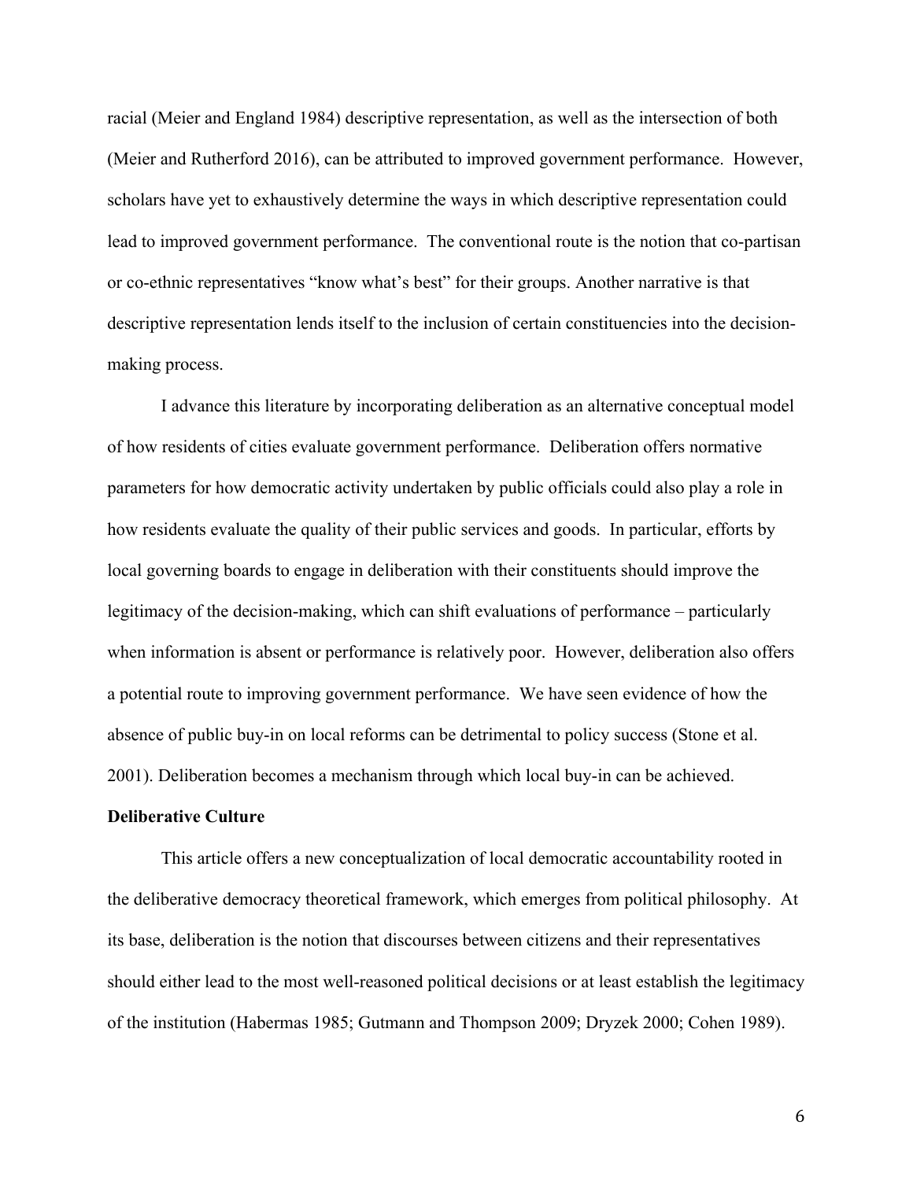racial (Meier and England 1984) descriptive representation, as well as the intersection of both (Meier and Rutherford 2016), can be attributed to improved government performance. However, scholars have yet to exhaustively determine the ways in which descriptive representation could lead to improved government performance. The conventional route is the notion that co-partisan or co-ethnic representatives "know what's best" for their groups. Another narrative is that descriptive representation lends itself to the inclusion of certain constituencies into the decision-making process.

I advance this literature by incorporating deliberation as an alternative conceptual model of how residents of cities evaluate government performance. Deliberation offers normative parameters for how democratic activity undertaken by public officials could also play a role in how residents evaluate the quality of their public services and goods. In particular, efforts by local governing boards to engage in deliberation with their constituents should improve the legitimacy of the decision-making, which can shift evaluations of performance – particularly when information is absent or performance is relatively poor. However, deliberation also offers a potential route to improving government performance. We have seen evidence of how the absence of public buy-in on local reforms can be detrimental to policy success (Stone et al. 2001). Deliberation becomes a mechanism through which local buy-in can be achieved.

**Deliberative Culture**

This article offers a new conceptualization of local democratic accountability rooted in the deliberative democracy theoretical framework, which emerges from political philosophy. At its base, deliberation is the notion that discourses between citizens and their representatives should either lead to the most well-reasoned political decisions or at least establish the legitimacy of the institution (Habermas 1985; Gutmann and Thompson 2009; Dryzek 2000; Cohen 1989).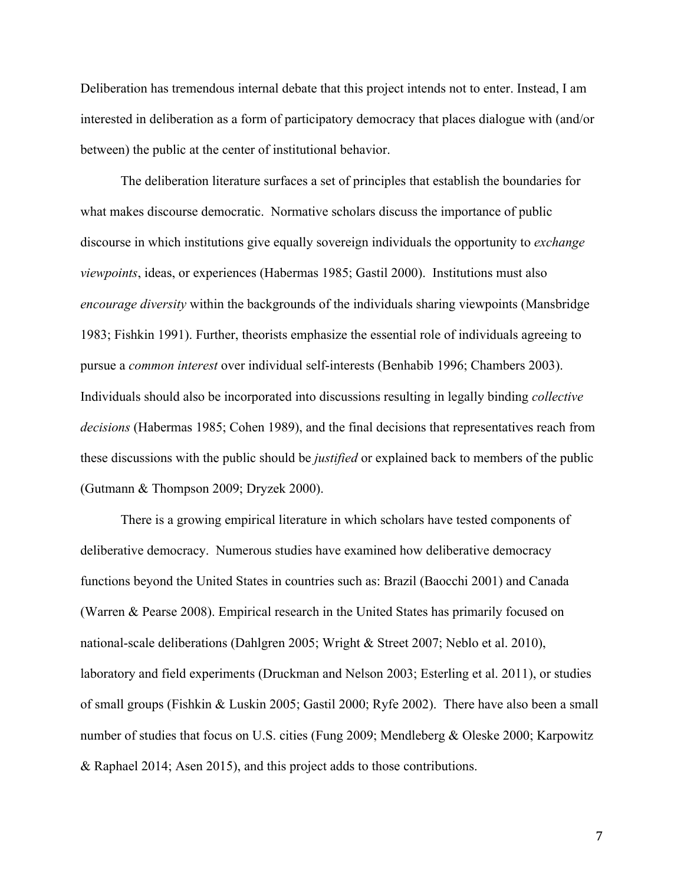Deliberation has tremendous internal debate that this project intends not to enter. Instead, I am interested in deliberation as a form of participatory democracy that places dialogue with (and/or between) the public at the center of institutional behavior.

The deliberation literature surfaces a set of principles that establish the boundaries for what makes discourse democratic. Normative scholars discuss the importance of public discourse in which institutions give equally sovereign individuals the opportunity to *exchange viewpoints*, ideas, or experiences (Habermas 1985; Gastil 2000). Institutions must also *encourage diversity* within the backgrounds of the individuals sharing viewpoints (Mansbridge 1983; Fishkin 1991). Further, theorists emphasize the essential role of individuals agreeing to pursue a *common interest* over individual self-interests (Benhabib 1996; Chambers 2003). Individuals should also be incorporated into discussions resulting in legally binding *collective decisions* (Habermas 1985; Cohen 1989), and the final decisions that representatives reach from these discussions with the public should be *justified* or explained back to members of the public (Gutmann & Thompson 2009; Dryzek 2000).

There is a growing empirical literature in which scholars have tested components of deliberative democracy. Numerous studies have examined how deliberative democracy functions beyond the United States in countries such as: Brazil (Baocchi 2001) and Canada (Warren & Pearse 2008). Empirical research in the United States has primarily focused on national-scale deliberations (Dahlgren 2005; Wright & Street 2007; Neblo et al. 2010), laboratory and field experiments (Druckman and Nelson 2003; Esterling et al. 2011), or studies of small groups (Fishkin & Luskin 2005; Gastil 2000; Ryfe 2002). There have also been a small number of studies that focus on U.S. cities (Fung 2009; Mendleberg & Oleske 2000; Karpowitz & Raphael 2014; Asen 2015), and this project adds to those contributions.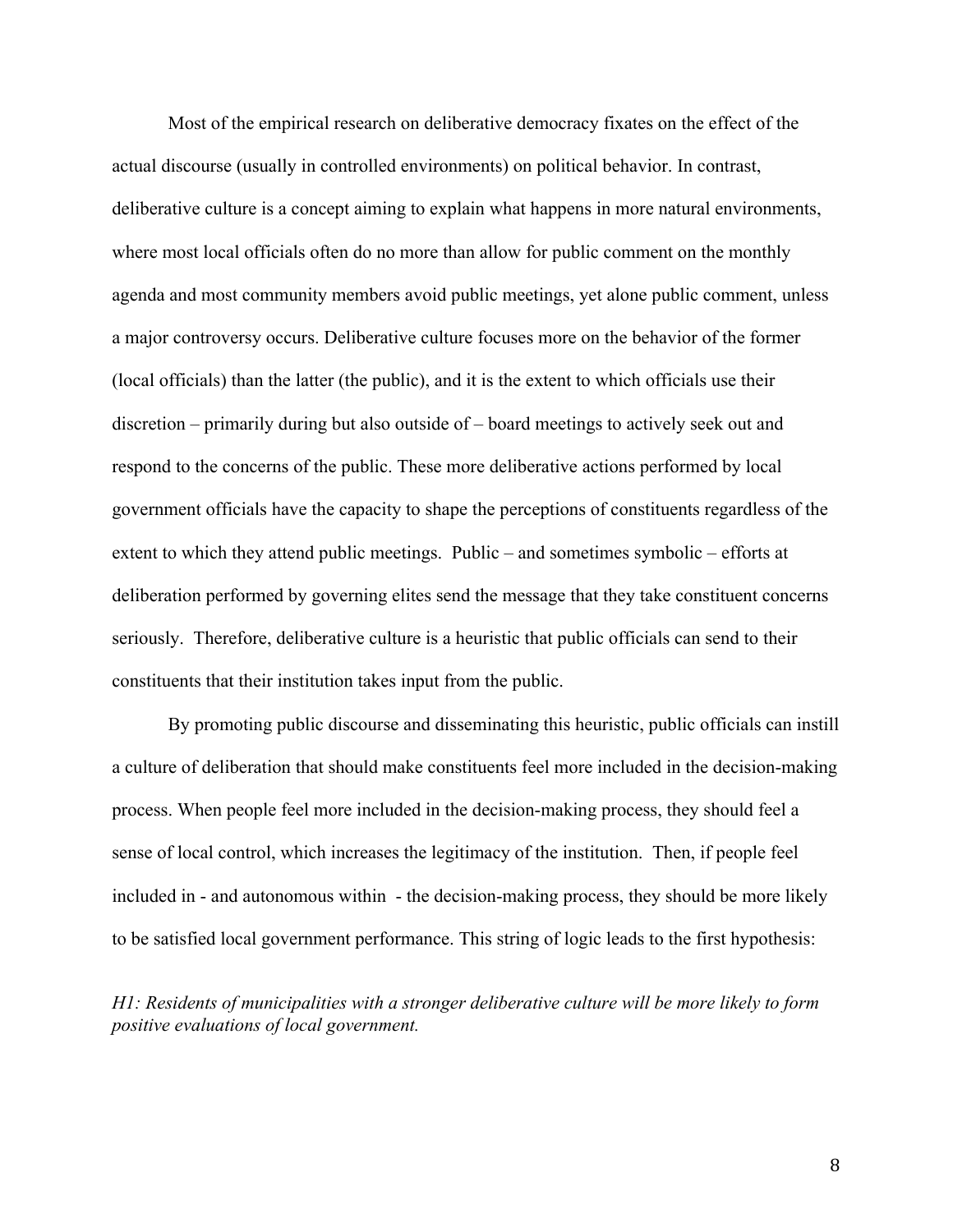Most of the empirical research on deliberative democracy fixates on the effect of the actual discourse (usually in controlled environments) on political behavior. In contrast, deliberative culture is a concept aiming to explain what happens in more natural environments, where most local officials often do no more than allow for public comment on the monthly agenda and most community members avoid public meetings, yet alone public comment, unless a major controversy occurs. Deliberative culture focuses more on the behavior of the former (local officials) than the latter (the public), and it is the extent to which officials use their discretion – primarily during but also outside of – board meetings to actively seek out and respond to the concerns of the public. These more deliberative actions performed by local government officials have the capacity to shape the perceptions of constituents regardless of the extent to which they attend public meetings. Public – and sometimes symbolic – efforts at deliberation performed by governing elites send the message that they take constituent concerns seriously. Therefore, deliberative culture is a heuristic that public officials can send to their constituents that their institution takes input from the public.

By promoting public discourse and disseminating this heuristic, public officials can instill a culture of deliberation that should make constituents feel more included in the decision-making process. When people feel more included in the decision-making process, they should feel a sense of local control, which increases the legitimacy of the institution. Then, if people feel included in - and autonomous within - the decision-making process, they should be more likely to be satisfied local government performance. This string of logic leads to the first hypothesis:

*H1: Residents of municipalities with a stronger deliberative culture will be more likely to form positive evaluations of local government.*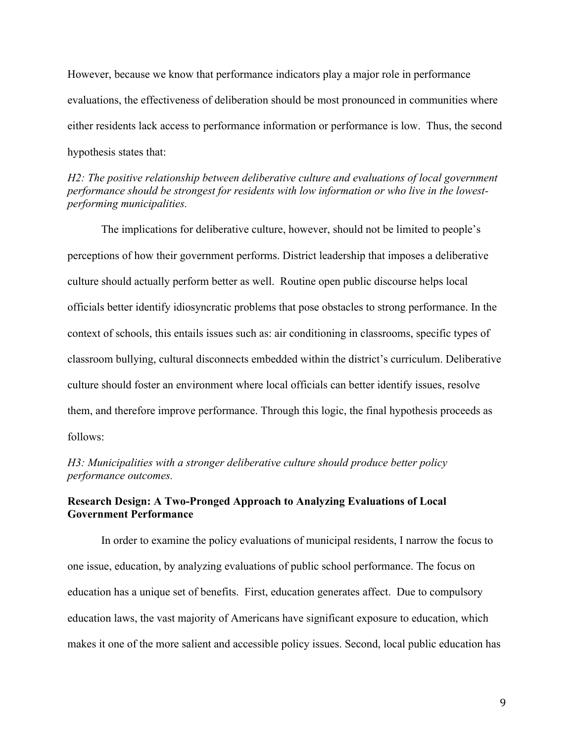However, because we know that performance indicators play a major role in performance evaluations, the effectiveness of deliberation should be most pronounced in communities where either residents lack access to performance information or performance is low. Thus, the second hypothesis states that:

*H2: The positive relationship between deliberative culture and evaluations of local government performance should be strongest for residents with low information or who live in the lowest-performing municipalities.*

The implications for deliberative culture, however, should not be limited to people's perceptions of how their government performs. District leadership that imposes a deliberative culture should actually perform better as well. Routine open public discourse helps local officials better identify idiosyncratic problems that pose obstacles to strong performance. In the context of schools, this entails issues such as: air conditioning in classrooms, specific types of classroom bullying, cultural disconnects embedded within the district's curriculum. Deliberative culture should foster an environment where local officials can better identify issues, resolve them, and therefore improve performance. Through this logic, the final hypothesis proceeds as follows:

*H3: Municipalities with a stronger deliberative culture should produce better policy performance outcomes.*

### Research Design: A Two-Pronged Approach to Analyzing Evaluations of Local Government Performance

In order to examine the policy evaluations of municipal residents, I narrow the focus to one issue, education, by analyzing evaluations of public school performance. The focus on education has a unique set of benefits. First, education generates affect. Due to compulsory education laws, the vast majority of Americans have significant exposure to education, which makes it one of the more salient and accessible policy issues. Second, local public education has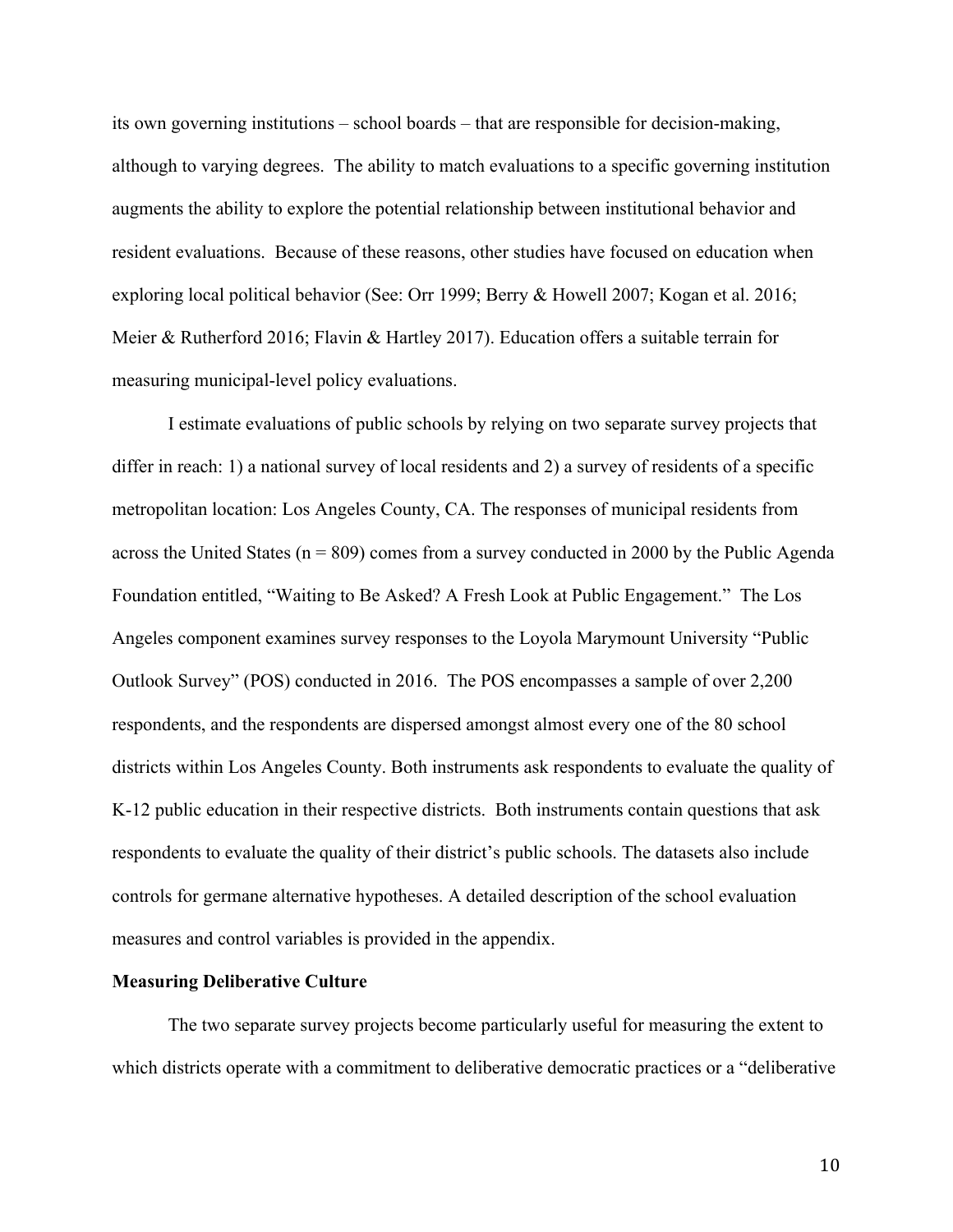its own governing institutions – school boards – that are responsible for decision-making, although to varying degrees. The ability to match evaluations to a specific governing institution augments the ability to explore the potential relationship between institutional behavior and resident evaluations. Because of these reasons, other studies have focused on education when exploring local political behavior (See: Orr 1999; Berry & Howell 2007; Kogan et al. 2016; Meier & Rutherford 2016; Flavin & Hartley 2017). Education offers a suitable terrain for measuring municipal-level policy evaluations.

I estimate evaluations of public schools by relying on two separate survey projects that differ in reach: 1) a national survey of local residents and 2) a survey of residents of a specific metropolitan location: Los Angeles County, CA. The responses of municipal residents from across the United States (n = 809) comes from a survey conducted in 2000 by the Public Agenda Foundation entitled, "Waiting to Be Asked? A Fresh Look at Public Engagement." The Los Angeles component examines survey responses to the Loyola Marymount University "Public Outlook Survey" (POS) conducted in 2016. The POS encompasses a sample of over 2,200 respondents, and the respondents are dispersed amongst almost every one of the 80 school districts within Los Angeles County. Both instruments ask respondents to evaluate the quality of K-12 public education in their respective districts. Both instruments contain questions that ask respondents to evaluate the quality of their district's public schools. The datasets also include controls for germane alternative hypotheses. A detailed description of the school evaluation measures and control variables is provided in the appendix.

**Measuring Deliberative Culture**

The two separate survey projects become particularly useful for measuring the extent to which districts operate with a commitment to deliberative democratic practices or a "deliberative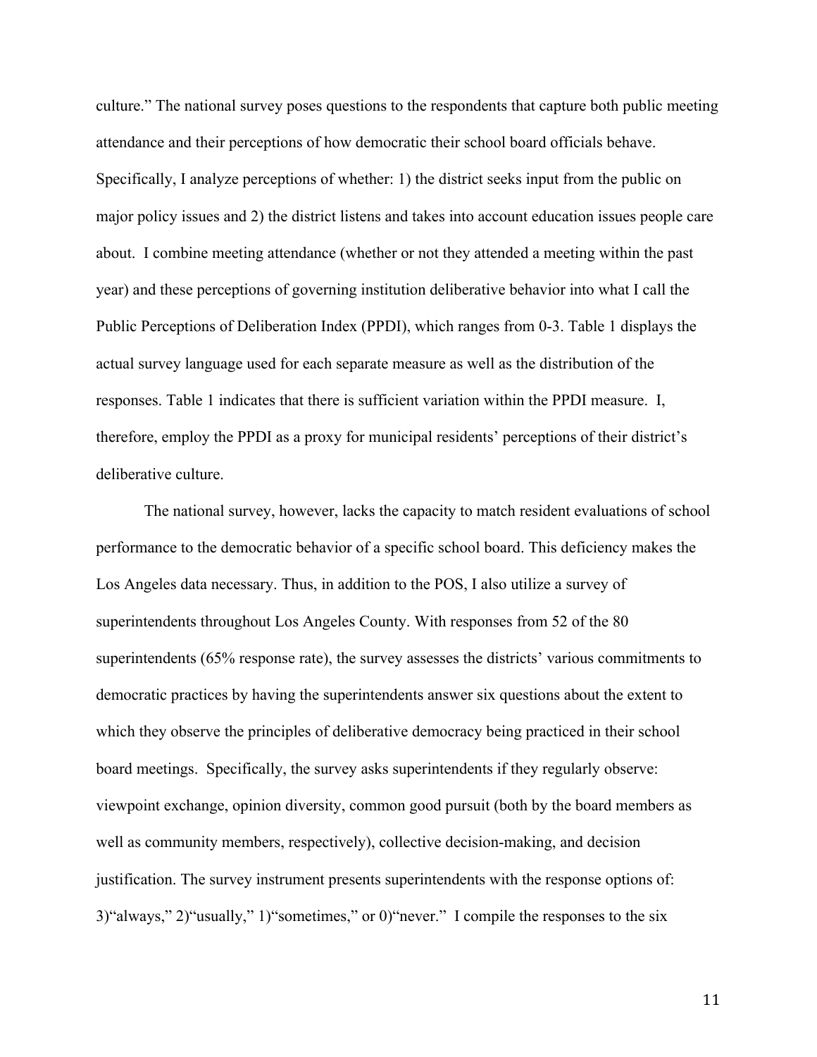culture." The national survey poses questions to the respondents that capture both public meeting attendance and their perceptions of how democratic their school board officials behave. Specifically, I analyze perceptions of whether: 1) the district seeks input from the public on major policy issues and 2) the district listens and takes into account education issues people care about. I combine meeting attendance (whether or not they attended a meeting within the past year) and these perceptions of governing institution deliberative behavior into what I call the Public Perceptions of Deliberation Index (PPDI), which ranges from 0-3. Table 1 displays the actual survey language used for each separate measure as well as the distribution of the responses. Table 1 indicates that there is sufficient variation within the PPDI measure. I, therefore, employ the PPDI as a proxy for municipal residents' perceptions of their district's deliberative culture.

The national survey, however, lacks the capacity to match resident evaluations of school performance to the democratic behavior of a specific school board. This deficiency makes the Los Angeles data necessary. Thus, in addition to the POS, I also utilize a survey of superintendents throughout Los Angeles County. With responses from 52 of the 80 superintendents (65% response rate), the survey assesses the districts' various commitments to democratic practices by having the superintendents answer six questions about the extent to which they observe the principles of deliberative democracy being practiced in their school board meetings. Specifically, the survey asks superintendents if they regularly observe: viewpoint exchange, opinion diversity, common good pursuit (both by the board members as well as community members, respectively), collective decision-making, and decision justification. The survey instrument presents superintendents with the response options of: 3)"always," 2)"usually," 1)"sometimes," or 0)"never." I compile the responses to the six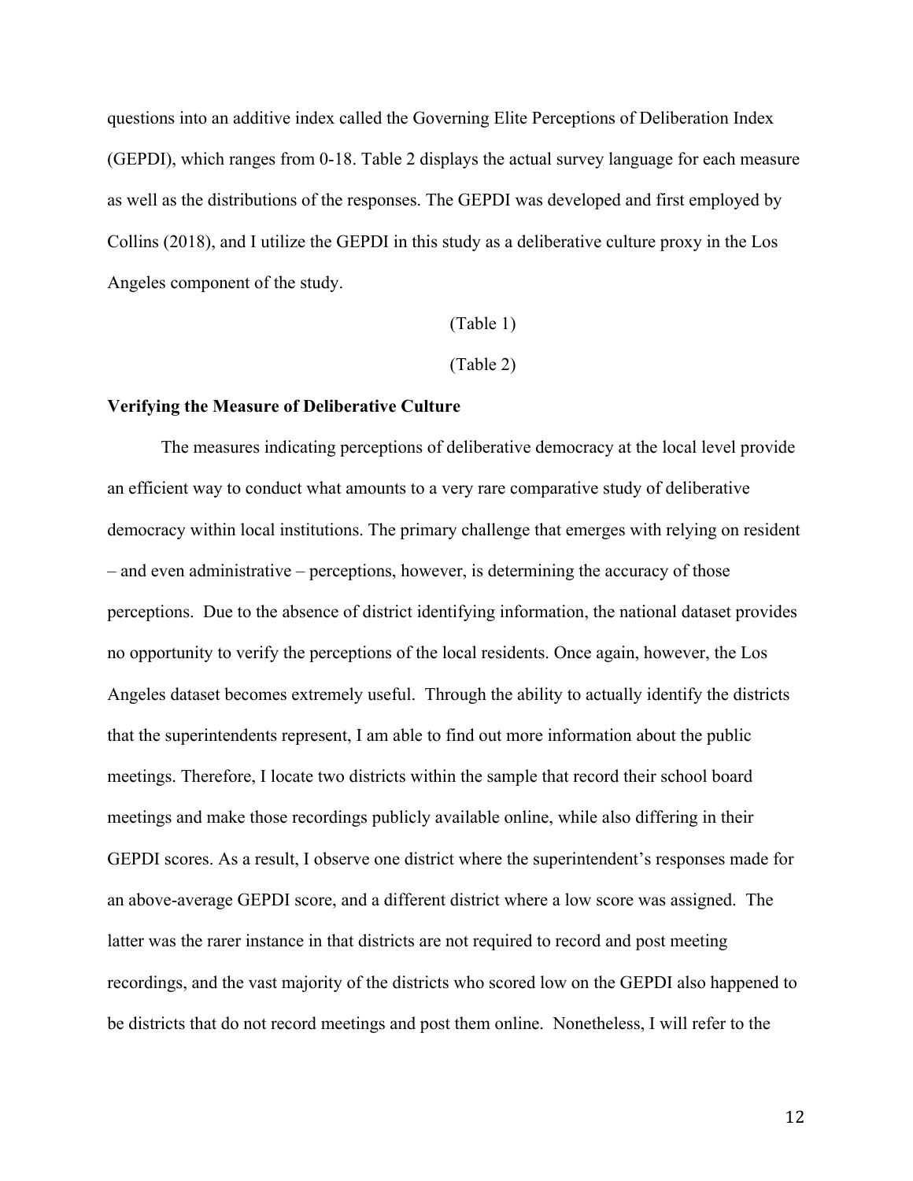questions into an additive index called the Governing Elite Perceptions of Deliberation Index (GEPDI), which ranges from 0-18. Table 2 displays the actual survey language for each measure as well as the distributions of the responses. The GEPDI was developed and first employed by Collins (2018), and I utilize the GEPDI in this study as a deliberative culture proxy in the Los Angeles component of the study.

(Table 1)

(Table 2)

**Verifying the Measure of Deliberative Culture**

The measures indicating perceptions of deliberative democracy at the local level provide an efficient way to conduct what amounts to a very rare comparative study of deliberative democracy within local institutions. The primary challenge that emerges with relying on resident – and even administrative – perceptions, however, is determining the accuracy of those perceptions. Due to the absence of district identifying information, the national dataset provides no opportunity to verify the perceptions of the local residents. Once again, however, the Los Angeles dataset becomes extremely useful. Through the ability to actually identify the districts that the superintendents represent, I am able to find out more information about the public meetings. Therefore, I locate two districts within the sample that record their school board meetings and make those recordings publicly available online, while also differing in their GEPDI scores. As a result, I observe one district where the superintendent's responses made for an above-average GEPDI score, and a different district where a low score was assigned. The latter was the rarer instance in that districts are not required to record and post meeting recordings, and the vast majority of the districts who scored low on the GEPDI also happened to be districts that do not record meetings and post them online. Nonetheless, I will refer to the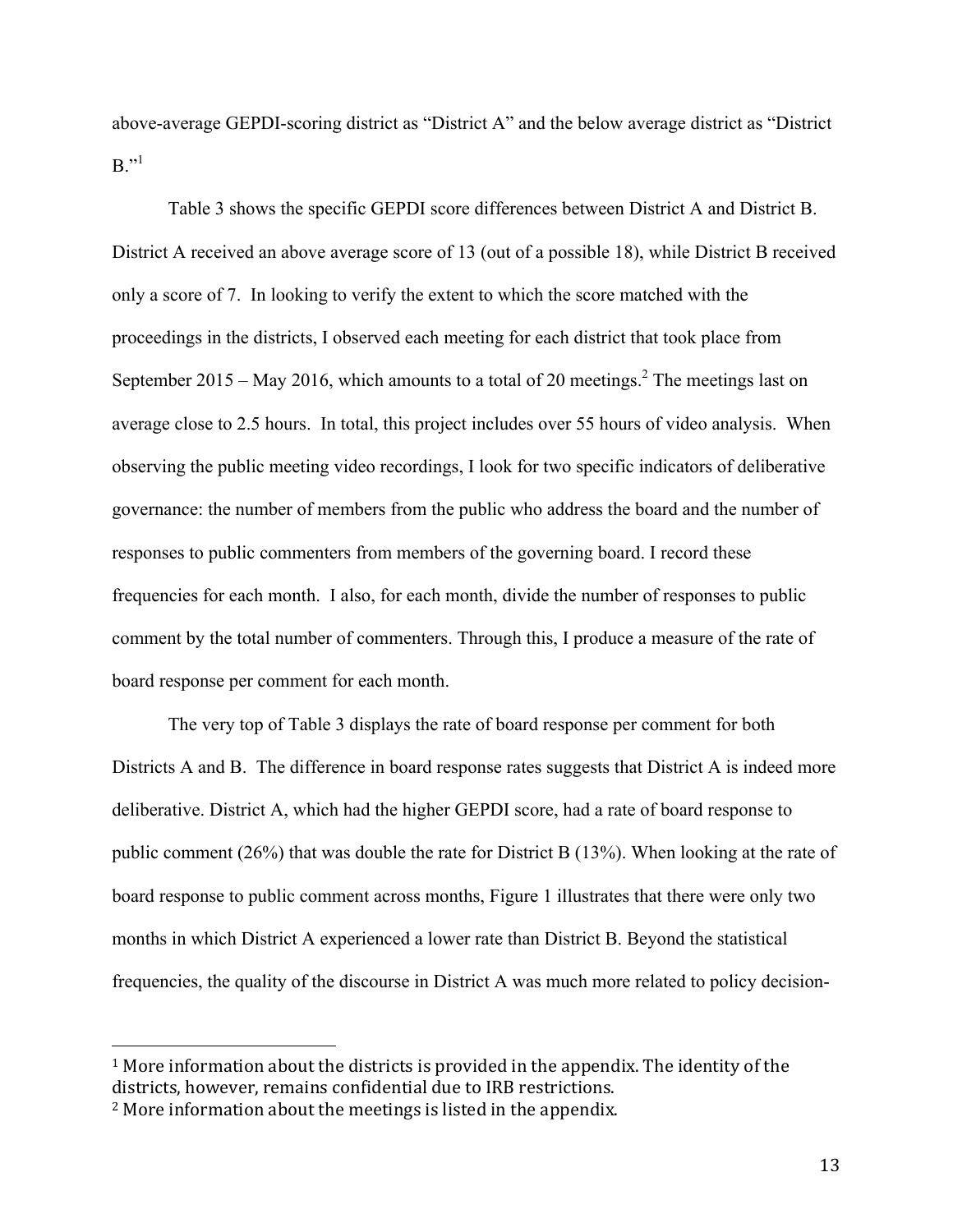above-average GEPDI-scoring district as "District A" and the below average district as "District B."[1]

Table 3 shows the specific GEPDI score differences between District A and District B. District A received an above average score of 13 (out of a possible 18), while District B received only a score of 7. In looking to verify the extent to which the score matched with the proceedings in the districts, I observed each meeting for each district that took place from September 2015 – May 2016, which amounts to a total of 20 meetings.[2] The meetings last on average close to 2.5 hours. In total, this project includes over 55 hours of video analysis. When observing the public meeting video recordings, I look for two specific indicators of deliberative governance: the number of members from the public who address the board and the number of responses to public commenters from members of the governing board. I record these frequencies for each month. I also, for each month, divide the number of responses to public comment by the total number of commenters. Through this, I produce a measure of the rate of board response per comment for each month.

The very top of Table 3 displays the rate of board response per comment for both Districts A and B. The difference in board response rates suggests that District A is indeed more deliberative. District A, which had the higher GEPDI score, had a rate of board response to public comment (26%) that was double the rate for District B (13%). When looking at the rate of board response to public comment across months, Figure 1 illustrates that there were only two months in which District A experienced a lower rate than District B. Beyond the statistical frequencies, the quality of the discourse in District A was much more related to policy decision-

---

[1] More information about the districts is provided in the appendix. The identity of the districts, however, remains confidential due to IRB restrictions.

[2] More information about the meetings is listed in the appendix.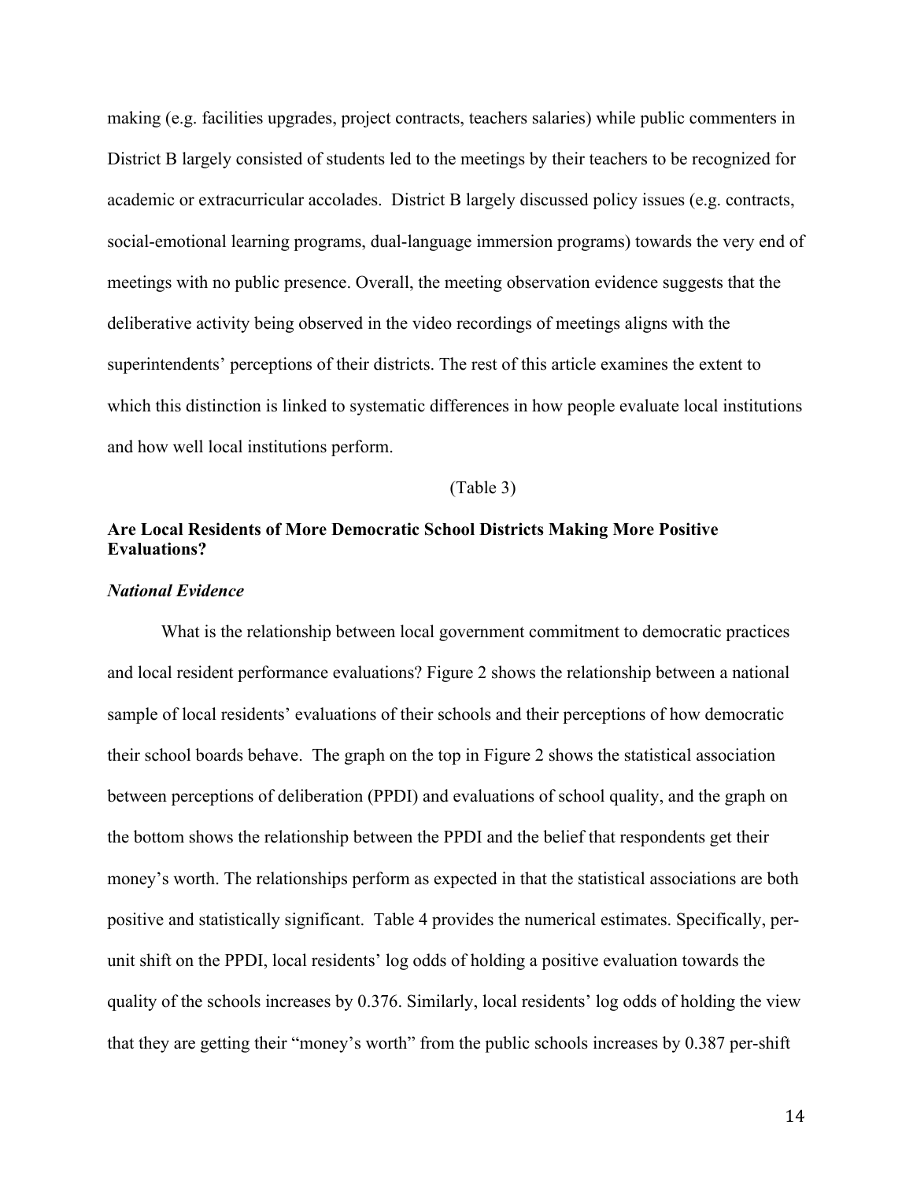making (e.g. facilities upgrades, project contracts, teachers salaries) while public commenters in District B largely consisted of students led to the meetings by their teachers to be recognized for academic or extracurricular accolades. District B largely discussed policy issues (e.g. contracts, social-emotional learning programs, dual-language immersion programs) towards the very end of meetings with no public presence. Overall, the meeting observation evidence suggests that the deliberative activity being observed in the video recordings of meetings aligns with the superintendents' perceptions of their districts. The rest of this article examines the extent to which this distinction is linked to systematic differences in how people evaluate local institutions and how well local institutions perform.

(Table 3)

## Are Local Residents of More Democratic School Districts Making More Positive Evaluations?

### *National Evidence*

What is the relationship between local government commitment to democratic practices and local resident performance evaluations? Figure 2 shows the relationship between a national sample of local residents' evaluations of their schools and their perceptions of how democratic their school boards behave. The graph on the top in Figure 2 shows the statistical association between perceptions of deliberation (PPDI) and evaluations of school quality, and the graph on the bottom shows the relationship between the PPDI and the belief that respondents get their money's worth. The relationships perform as expected in that the statistical associations are both positive and statistically significant. Table 4 provides the numerical estimates. Specifically, per-unit shift on the PPDI, local residents' log odds of holding a positive evaluation towards the quality of the schools increases by 0.376. Similarly, local residents' log odds of holding the view that they are getting their "money's worth" from the public schools increases by 0.387 per-shift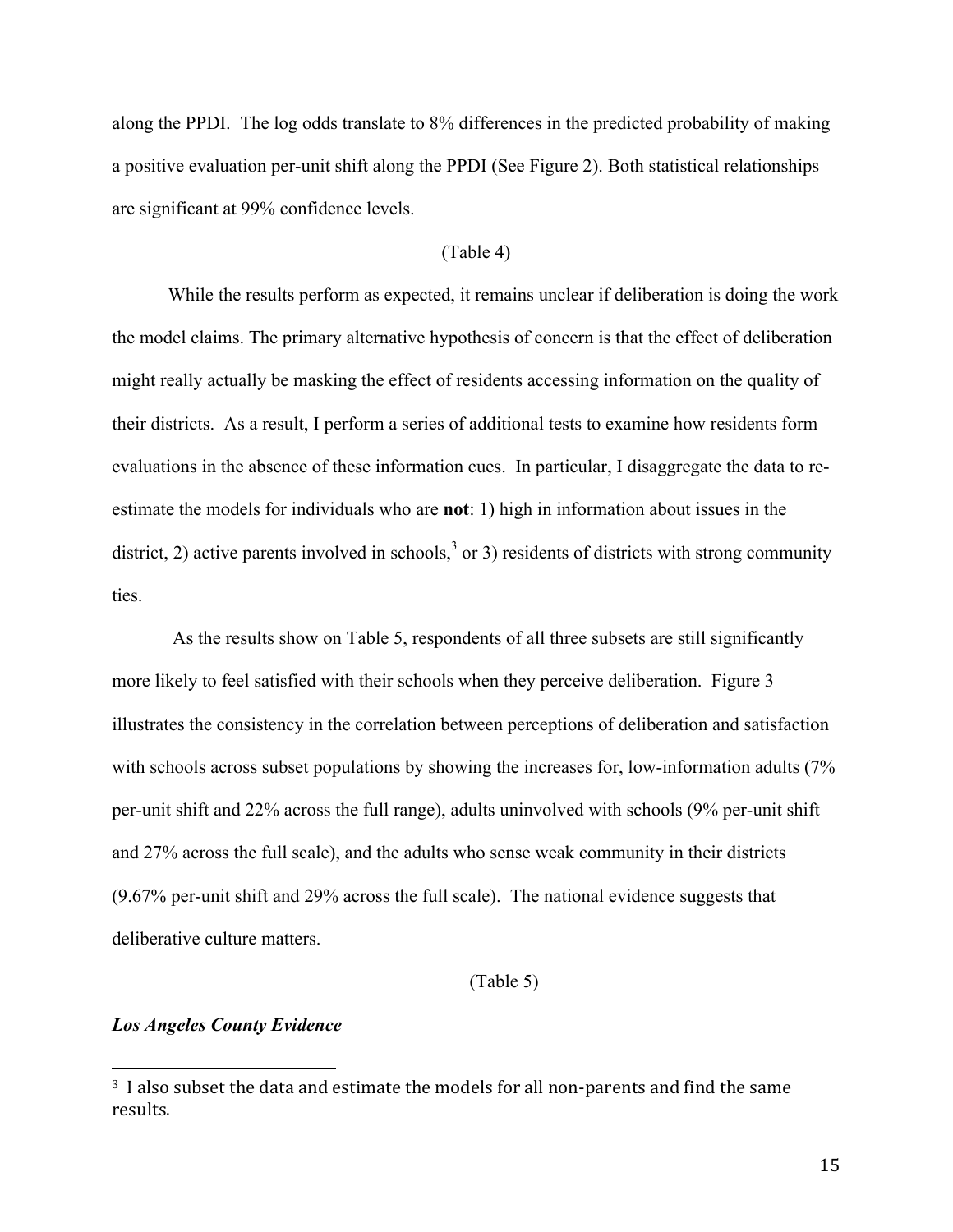along the PPDI. The log odds translate to 8% differences in the predicted probability of making a positive evaluation per-unit shift along the PPDI (See Figure 2). Both statistical relationships are significant at 99% confidence levels.

(Table 4)

While the results perform as expected, it remains unclear if deliberation is doing the work the model claims. The primary alternative hypothesis of concern is that the effect of deliberation might really actually be masking the effect of residents accessing information on the quality of their districts. As a result, I perform a series of additional tests to examine how residents form evaluations in the absence of these information cues. In particular, I disaggregate the data to re-estimate the models for individuals who are **not**: 1) high in information about issues in the district, 2) active parents involved in schools,[3] or 3) residents of districts with strong community ties.

As the results show on Table 5, respondents of all three subsets are still significantly more likely to feel satisfied with their schools when they perceive deliberation. Figure 3 illustrates the consistency in the correlation between perceptions of deliberation and satisfaction with schools across subset populations by showing the increases for, low-information adults (7% per-unit shift and 22% across the full range), adults uninvolved with schools (9% per-unit shift and 27% across the full scale), and the adults who sense weak community in their districts (9.67% per-unit shift and 29% across the full scale). The national evidence suggests that deliberative culture matters.

(Table 5)

### *Los Angeles County Evidence*

[3] I also subset the data and estimate the models for all non-parents and find the same results.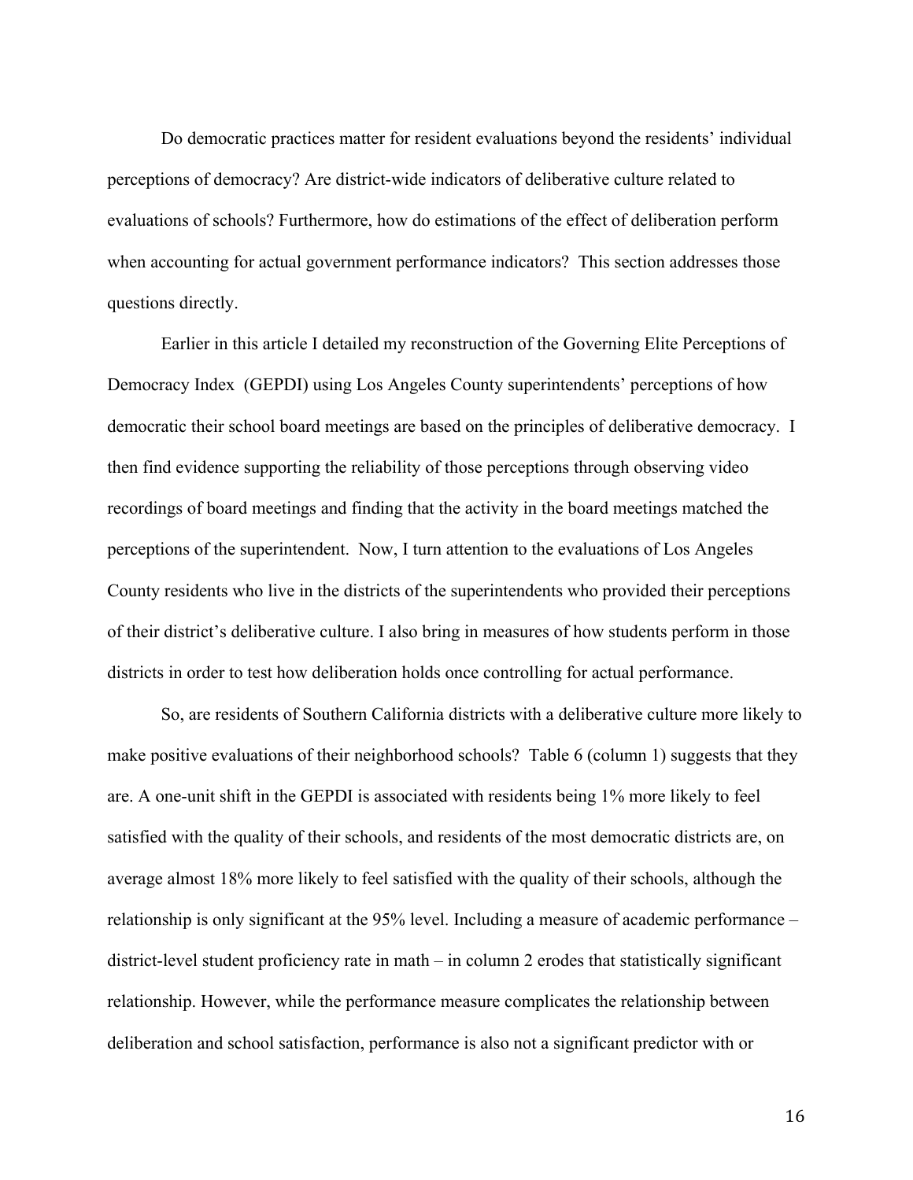Do democratic practices matter for resident evaluations beyond the residents' individual perceptions of democracy? Are district-wide indicators of deliberative culture related to evaluations of schools? Furthermore, how do estimations of the effect of deliberation perform when accounting for actual government performance indicators? This section addresses those questions directly.

Earlier in this article I detailed my reconstruction of the Governing Elite Perceptions of Democracy Index (GEPDI) using Los Angeles County superintendents' perceptions of how democratic their school board meetings are based on the principles of deliberative democracy. I then find evidence supporting the reliability of those perceptions through observing video recordings of board meetings and finding that the activity in the board meetings matched the perceptions of the superintendent. Now, I turn attention to the evaluations of Los Angeles County residents who live in the districts of the superintendents who provided their perceptions of their district's deliberative culture. I also bring in measures of how students perform in those districts in order to test how deliberation holds once controlling for actual performance.

So, are residents of Southern California districts with a deliberative culture more likely to make positive evaluations of their neighborhood schools? Table 6 (column 1) suggests that they are. A one-unit shift in the GEPDI is associated with residents being 1% more likely to feel satisfied with the quality of their schools, and residents of the most democratic districts are, on average almost 18% more likely to feel satisfied with the quality of their schools, although the relationship is only significant at the 95% level. Including a measure of academic performance – district-level student proficiency rate in math – in column 2 erodes that statistically significant relationship. However, while the performance measure complicates the relationship between deliberation and school satisfaction, performance is also not a significant predictor with or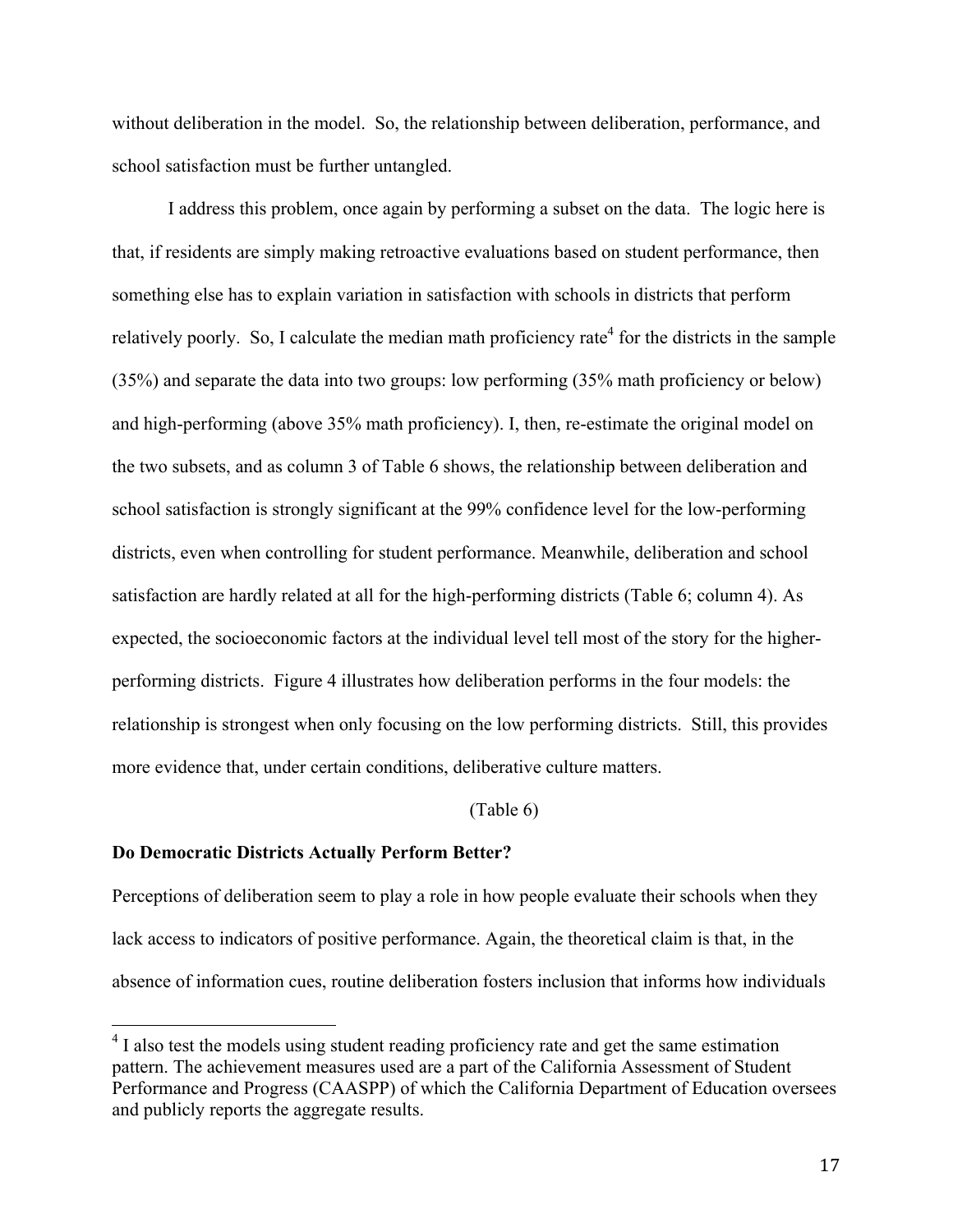without deliberation in the model. So, the relationship between deliberation, performance, and school satisfaction must be further untangled.

I address this problem, once again by performing a subset on the data. The logic here is that, if residents are simply making retroactive evaluations based on student performance, then something else has to explain variation in satisfaction with schools in districts that perform relatively poorly. So, I calculate the median math proficiency rate[4] for the districts in the sample (35%) and separate the data into two groups: low performing (35% math proficiency or below) and high-performing (above 35% math proficiency). I, then, re-estimate the original model on the two subsets, and as column 3 of Table 6 shows, the relationship between deliberation and school satisfaction is strongly significant at the 99% confidence level for the low-performing districts, even when controlling for student performance. Meanwhile, deliberation and school satisfaction are hardly related at all for the high-performing districts (Table 6; column 4). As expected, the socioeconomic factors at the individual level tell most of the story for the higher-performing districts. Figure 4 illustrates how deliberation performs in the four models: the relationship is strongest when only focusing on the low performing districts. Still, this provides more evidence that, under certain conditions, deliberative culture matters.

(Table 6)

**Do Democratic Districts Actually Perform Better?**

Perceptions of deliberation seem to play a role in how people evaluate their schools when they lack access to indicators of positive performance. Again, the theoretical claim is that, in the absence of information cues, routine deliberation fosters inclusion that informs how individuals

[4] I also test the models using student reading proficiency rate and get the same estimation pattern. The achievement measures used are a part of the California Assessment of Student Performance and Progress (CAASPP) of which the California Department of Education oversees and publicly reports the aggregate results.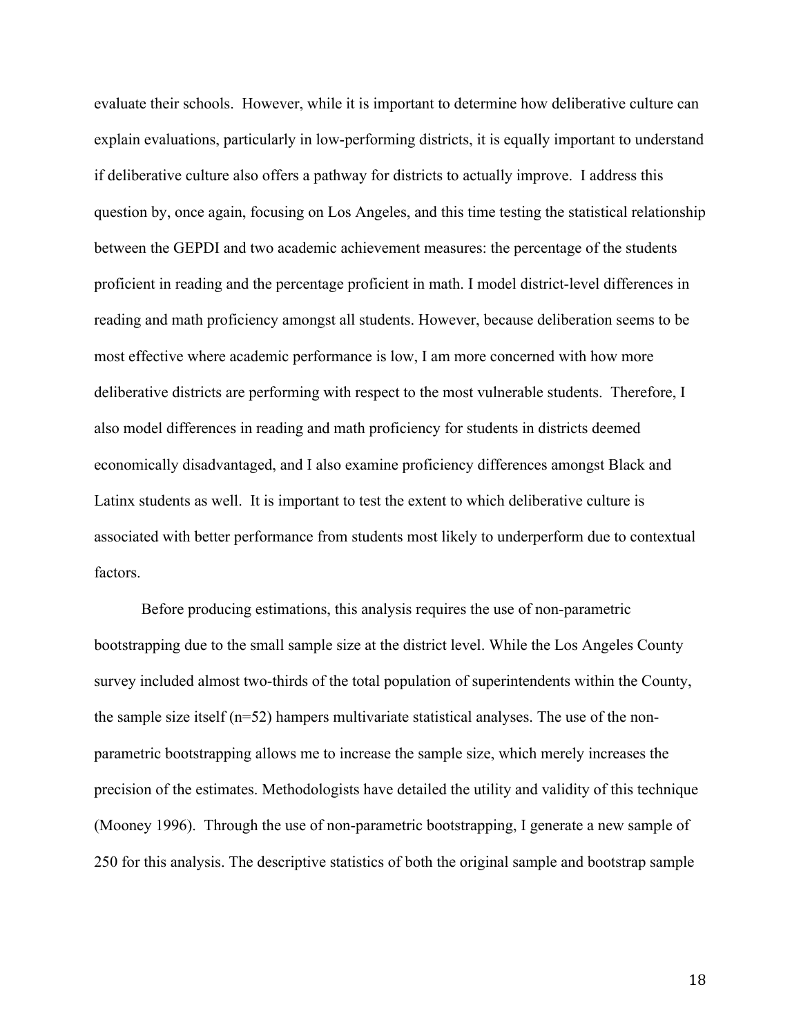evaluate their schools. However, while it is important to determine how deliberative culture can explain evaluations, particularly in low-performing districts, it is equally important to understand if deliberative culture also offers a pathway for districts to actually improve. I address this question by, once again, focusing on Los Angeles, and this time testing the statistical relationship between the GEPDI and two academic achievement measures: the percentage of the students proficient in reading and the percentage proficient in math. I model district-level differences in reading and math proficiency amongst all students. However, because deliberation seems to be most effective where academic performance is low, I am more concerned with how more deliberative districts are performing with respect to the most vulnerable students. Therefore, I also model differences in reading and math proficiency for students in districts deemed economically disadvantaged, and I also examine proficiency differences amongst Black and Latinx students as well. It is important to test the extent to which deliberative culture is associated with better performance from students most likely to underperform due to contextual factors.

Before producing estimations, this analysis requires the use of non-parametric bootstrapping due to the small sample size at the district level. While the Los Angeles County survey included almost two-thirds of the total population of superintendents within the County, the sample size itself (n=52) hampers multivariate statistical analyses. The use of the non-parametric bootstrapping allows me to increase the sample size, which merely increases the precision of the estimates. Methodologists have detailed the utility and validity of this technique (Mooney 1996). Through the use of non-parametric bootstrapping, I generate a new sample of 250 for this analysis. The descriptive statistics of both the original sample and bootstrap sample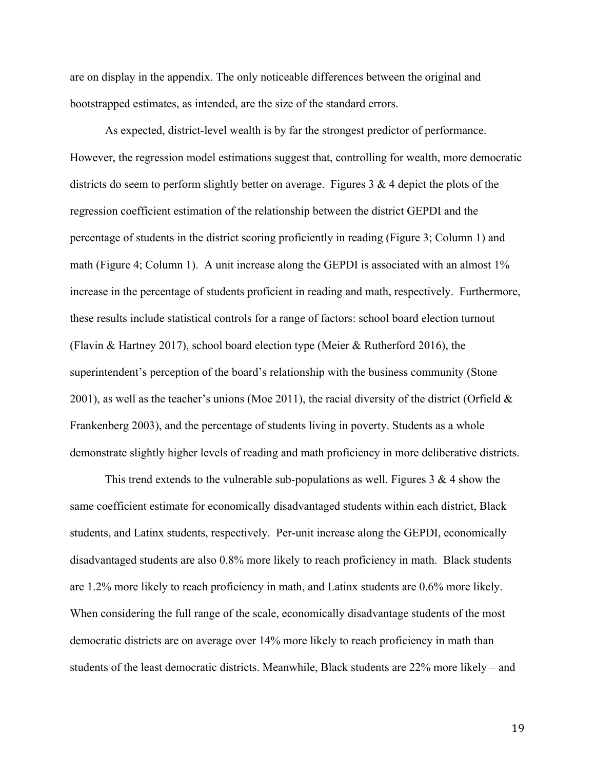are on display in the appendix. The only noticeable differences between the original and bootstrapped estimates, as intended, are the size of the standard errors.

As expected, district-level wealth is by far the strongest predictor of performance. However, the regression model estimations suggest that, controlling for wealth, more democratic districts do seem to perform slightly better on average. Figures 3 & 4 depict the plots of the regression coefficient estimation of the relationship between the district GEPDI and the percentage of students in the district scoring proficiently in reading (Figure 3; Column 1) and math (Figure 4; Column 1). A unit increase along the GEPDI is associated with an almost 1% increase in the percentage of students proficient in reading and math, respectively. Furthermore, these results include statistical controls for a range of factors: school board election turnout (Flavin & Hartney 2017), school board election type (Meier & Rutherford 2016), the superintendent's perception of the board's relationship with the business community (Stone 2001), as well as the teacher's unions (Moe 2011), the racial diversity of the district (Orfield & Frankenberg 2003), and the percentage of students living in poverty. Students as a whole demonstrate slightly higher levels of reading and math proficiency in more deliberative districts.

This trend extends to the vulnerable sub-populations as well. Figures 3 & 4 show the same coefficient estimate for economically disadvantaged students within each district, Black students, and Latinx students, respectively. Per-unit increase along the GEPDI, economically disadvantaged students are also 0.8% more likely to reach proficiency in math. Black students are 1.2% more likely to reach proficiency in math, and Latinx students are 0.6% more likely. When considering the full range of the scale, economically disadvantage students of the most democratic districts are on average over 14% more likely to reach proficiency in math than students of the least democratic districts. Meanwhile, Black students are 22% more likely – and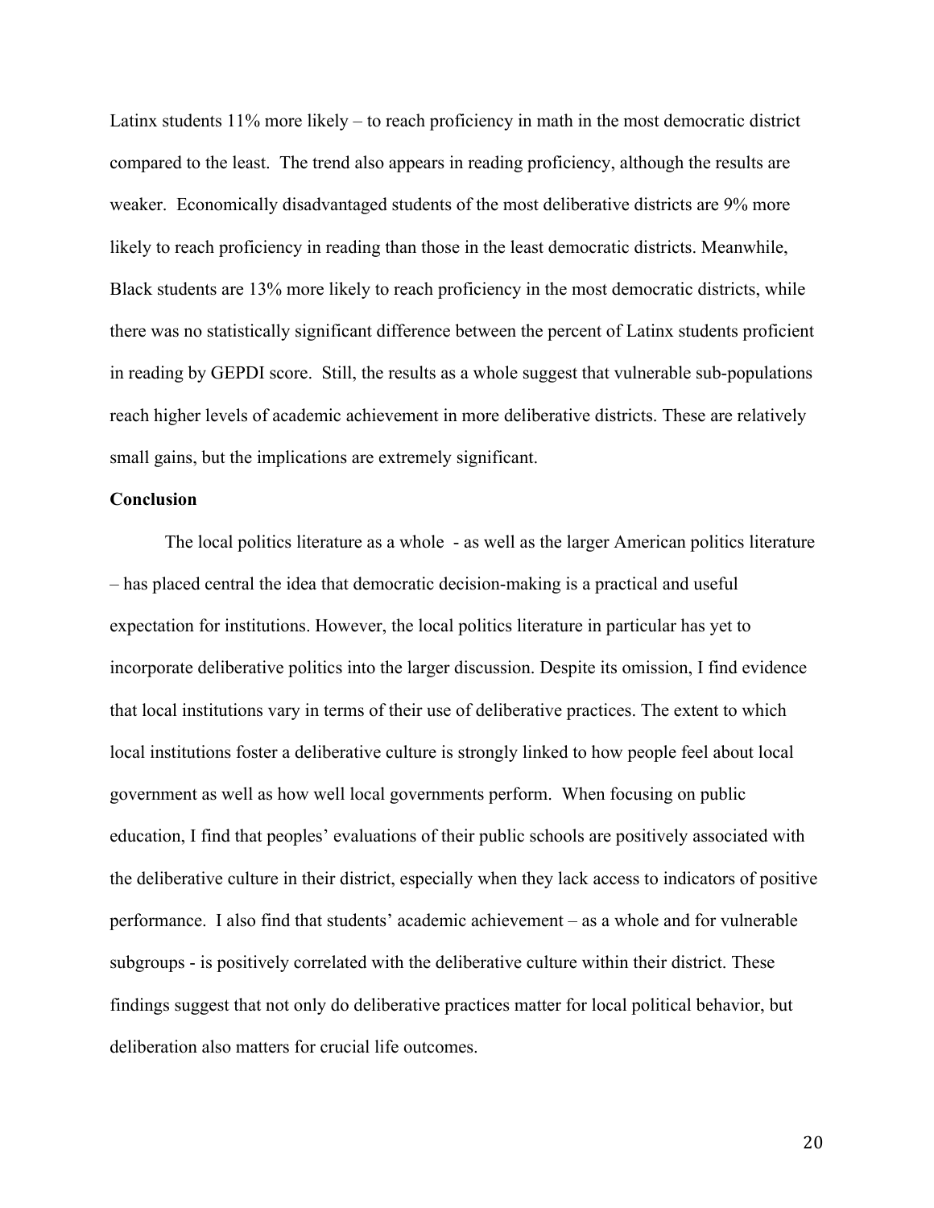Latinx students 11% more likely – to reach proficiency in math in the most democratic district compared to the least. The trend also appears in reading proficiency, although the results are weaker. Economically disadvantaged students of the most deliberative districts are 9% more likely to reach proficiency in reading than those in the least democratic districts. Meanwhile, Black students are 13% more likely to reach proficiency in the most democratic districts, while there was no statistically significant difference between the percent of Latinx students proficient in reading by GEPDI score. Still, the results as a whole suggest that vulnerable sub-populations reach higher levels of academic achievement in more deliberative districts. These are relatively small gains, but the implications are extremely significant.

**Conclusion**

The local politics literature as a whole - as well as the larger American politics literature – has placed central the idea that democratic decision-making is a practical and useful expectation for institutions. However, the local politics literature in particular has yet to incorporate deliberative politics into the larger discussion. Despite its omission, I find evidence that local institutions vary in terms of their use of deliberative practices. The extent to which local institutions foster a deliberative culture is strongly linked to how people feel about local government as well as how well local governments perform. When focusing on public education, I find that peoples' evaluations of their public schools are positively associated with the deliberative culture in their district, especially when they lack access to indicators of positive performance. I also find that students' academic achievement – as a whole and for vulnerable subgroups - is positively correlated with the deliberative culture within their district. These findings suggest that not only do deliberative practices matter for local political behavior, but deliberation also matters for crucial life outcomes.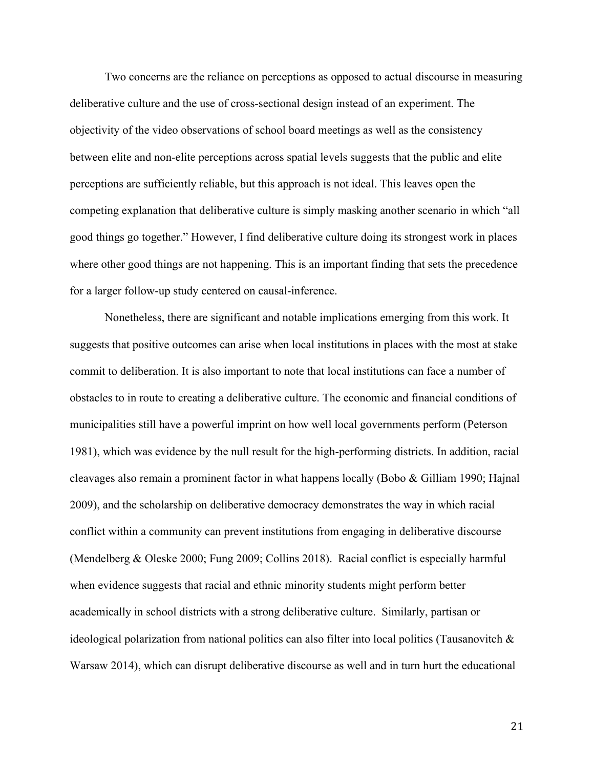Two concerns are the reliance on perceptions as opposed to actual discourse in measuring deliberative culture and the use of cross-sectional design instead of an experiment. The objectivity of the video observations of school board meetings as well as the consistency between elite and non-elite perceptions across spatial levels suggests that the public and elite perceptions are sufficiently reliable, but this approach is not ideal. This leaves open the competing explanation that deliberative culture is simply masking another scenario in which "all good things go together." However, I find deliberative culture doing its strongest work in places where other good things are not happening. This is an important finding that sets the precedence for a larger follow-up study centered on causal-inference.

Nonetheless, there are significant and notable implications emerging from this work. It suggests that positive outcomes can arise when local institutions in places with the most at stake commit to deliberation. It is also important to note that local institutions can face a number of obstacles to in route to creating a deliberative culture. The economic and financial conditions of municipalities still have a powerful imprint on how well local governments perform (Peterson 1981), which was evidence by the null result for the high-performing districts. In addition, racial cleavages also remain a prominent factor in what happens locally (Bobo & Gilliam 1990; Hajnal 2009), and the scholarship on deliberative democracy demonstrates the way in which racial conflict within a community can prevent institutions from engaging in deliberative discourse (Mendelberg & Oleske 2000; Fung 2009; Collins 2018). Racial conflict is especially harmful when evidence suggests that racial and ethnic minority students might perform better academically in school districts with a strong deliberative culture. Similarly, partisan or ideological polarization from national politics can also filter into local politics (Tausanovitch & Warsaw 2014), which can disrupt deliberative discourse as well and in turn hurt the educational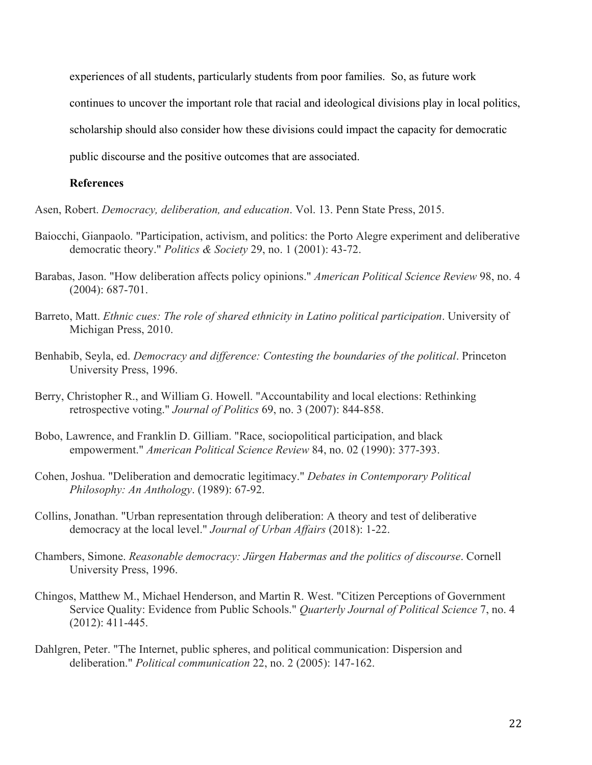experiences of all students, particularly students from poor families. So, as future work continues to uncover the important role that racial and ideological divisions play in local politics, scholarship should also consider how these divisions could impact the capacity for democratic public discourse and the positive outcomes that are associated.

## References

Asen, Robert. *Democracy, deliberation, and education*. Vol. 13. Penn State Press, 2015.

Baiocchi, Gianpaolo. "Participation, activism, and politics: the Porto Alegre experiment and deliberative democratic theory." *Politics & Society* 29, no. 1 (2001): 43-72.

Barabas, Jason. "How deliberation affects policy opinions." *American Political Science Review* 98, no. 4 (2004): 687-701.

Barreto, Matt. *Ethnic cues: The role of shared ethnicity in Latino political participation*. University of Michigan Press, 2010.

Benhabib, Seyla, ed. *Democracy and difference: Contesting the boundaries of the political*. Princeton University Press, 1996.

Berry, Christopher R., and William G. Howell. "Accountability and local elections: Rethinking retrospective voting." *Journal of Politics* 69, no. 3 (2007): 844-858.

Bobo, Lawrence, and Franklin D. Gilliam. "Race, sociopolitical participation, and black empowerment." *American Political Science Review* 84, no. 02 (1990): 377-393.

Cohen, Joshua. "Deliberation and democratic legitimacy." *Debates in Contemporary Political Philosophy: An Anthology*. (1989): 67-92.

Collins, Jonathan. "Urban representation through deliberation: A theory and test of deliberative democracy at the local level." *Journal of Urban Affairs* (2018): 1-22.

Chambers, Simone. *Reasonable democracy: Jürgen Habermas and the politics of discourse*. Cornell University Press, 1996.

Chingos, Matthew M., Michael Henderson, and Martin R. West. "Citizen Perceptions of Government Service Quality: Evidence from Public Schools." *Quarterly Journal of Political Science* 7, no. 4 (2012): 411-445.

Dahlgren, Peter. "The Internet, public spheres, and political communication: Dispersion and deliberation." *Political communication* 22, no. 2 (2005): 147-162.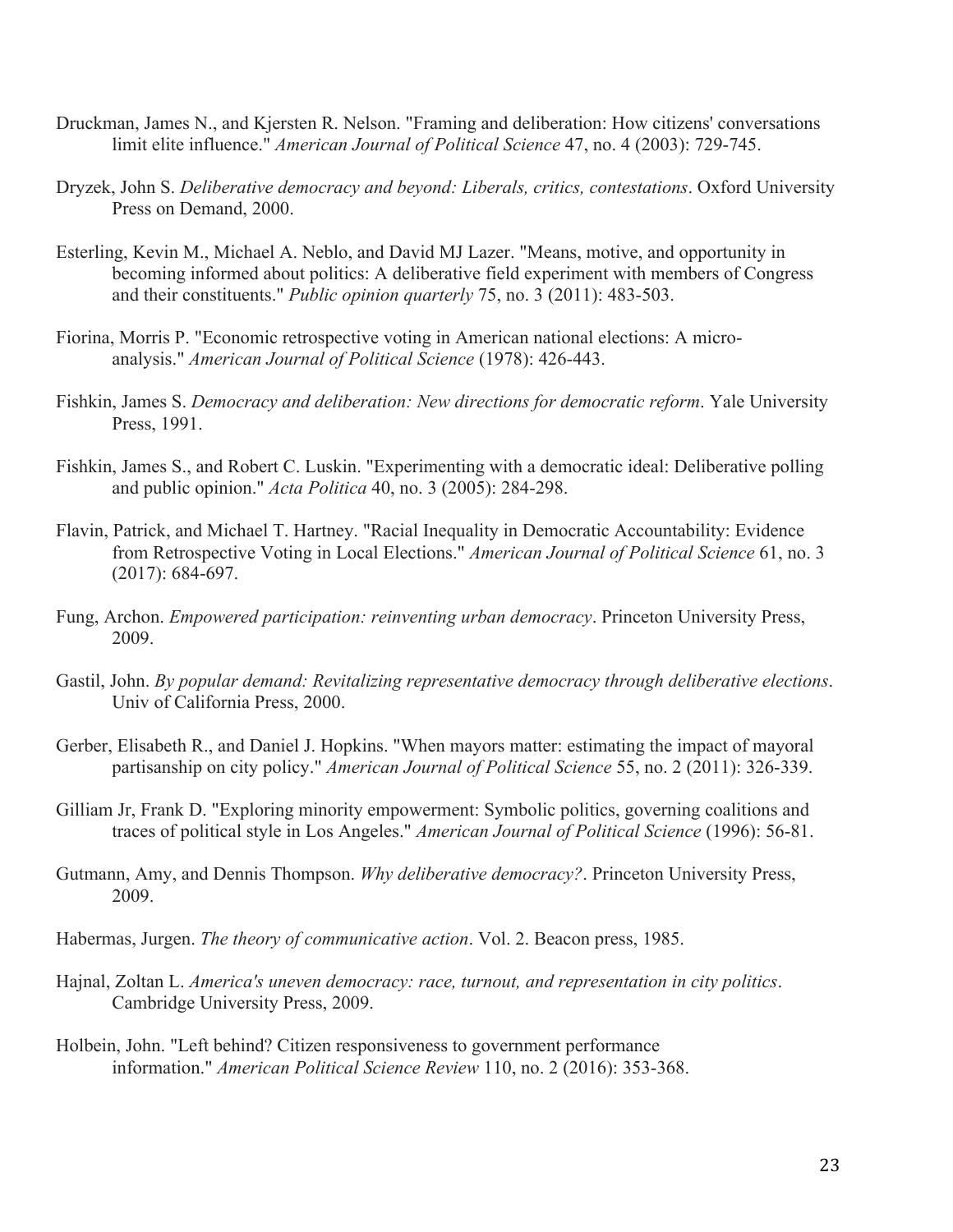Druckman, James N., and Kjersten R. Nelson. "Framing and deliberation: How citizens' conversations limit elite influence." *American Journal of Political Science* 47, no. 4 (2003): 729-745.

Dryzek, John S. *Deliberative democracy and beyond: Liberals, critics, contestations*. Oxford University Press on Demand, 2000.

Esterling, Kevin M., Michael A. Neblo, and David MJ Lazer. "Means, motive, and opportunity in becoming informed about politics: A deliberative field experiment with members of Congress and their constituents." *Public opinion quarterly* 75, no. 3 (2011): 483-503.

Fiorina, Morris P. "Economic retrospective voting in American national elections: A micro-analysis." *American Journal of Political Science* (1978): 426-443.

Fishkin, James S. *Democracy and deliberation: New directions for democratic reform*. Yale University Press, 1991.

Fishkin, James S., and Robert C. Luskin. "Experimenting with a democratic ideal: Deliberative polling and public opinion." *Acta Politica* 40, no. 3 (2005): 284-298.

Flavin, Patrick, and Michael T. Hartney. "Racial Inequality in Democratic Accountability: Evidence from Retrospective Voting in Local Elections." *American Journal of Political Science* 61, no. 3 (2017): 684-697.

Fung, Archon. *Empowered participation: reinventing urban democracy*. Princeton University Press, 2009.

Gastil, John. *By popular demand: Revitalizing representative democracy through deliberative elections*. Univ of California Press, 2000.

Gerber, Elisabeth R., and Daniel J. Hopkins. "When mayors matter: estimating the impact of mayoral partisanship on city policy." *American Journal of Political Science* 55, no. 2 (2011): 326-339.

Gilliam Jr, Frank D. "Exploring minority empowerment: Symbolic politics, governing coalitions and traces of political style in Los Angeles." *American Journal of Political Science* (1996): 56-81.

Gutmann, Amy, and Dennis Thompson. *Why deliberative democracy?*. Princeton University Press, 2009.

Habermas, Jurgen. *The theory of communicative action*. Vol. 2. Beacon press, 1985.

Hajnal, Zoltan L. *America's uneven democracy: race, turnout, and representation in city politics*. Cambridge University Press, 2009.

Holbein, John. "Left behind? Citizen responsiveness to government performance information." *American Political Science Review* 110, no. 2 (2016): 353-368.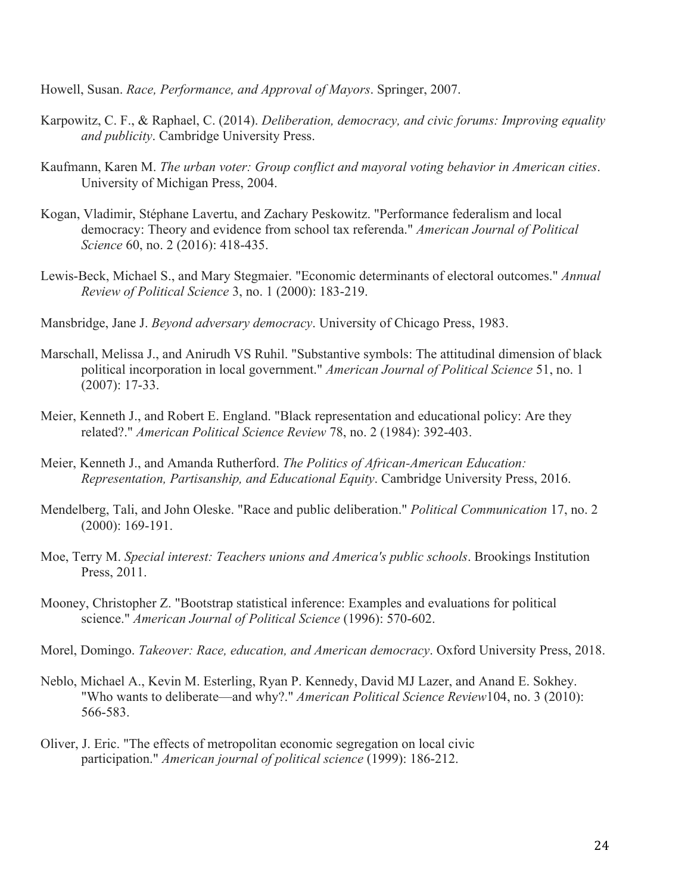Howell, Susan. *Race, Performance, and Approval of Mayors*. Springer, 2007.

Karpowitz, C. F., & Raphael, C. (2014). *Deliberation, democracy, and civic forums: Improving equality and publicity*. Cambridge University Press.

Kaufmann, Karen M. *The urban voter: Group conflict and mayoral voting behavior in American cities*. University of Michigan Press, 2004.

Kogan, Vladimir, Stéphane Lavertu, and Zachary Peskowitz. "Performance federalism and local democracy: Theory and evidence from school tax referenda." *American Journal of Political Science* 60, no. 2 (2016): 418-435.

Lewis-Beck, Michael S., and Mary Stegmaier. "Economic determinants of electoral outcomes." *Annual Review of Political Science* 3, no. 1 (2000): 183-219.

Mansbridge, Jane J. *Beyond adversary democracy*. University of Chicago Press, 1983.

Marschall, Melissa J., and Anirudh VS Ruhil. "Substantive symbols: The attitudinal dimension of black political incorporation in local government." *American Journal of Political Science* 51, no. 1 (2007): 17-33.

Meier, Kenneth J., and Robert E. England. "Black representation and educational policy: Are they related?." *American Political Science Review* 78, no. 2 (1984): 392-403.

Meier, Kenneth J., and Amanda Rutherford. *The Politics of African-American Education: Representation, Partisanship, and Educational Equity*. Cambridge University Press, 2016.

Mendelberg, Tali, and John Oleske. "Race and public deliberation." *Political Communication* 17, no. 2 (2000): 169-191.

Moe, Terry M. *Special interest: Teachers unions and America's public schools*. Brookings Institution Press, 2011.

Mooney, Christopher Z. "Bootstrap statistical inference: Examples and evaluations for political science." *American Journal of Political Science* (1996): 570-602.

Morel, Domingo. *Takeover: Race, education, and American democracy*. Oxford University Press, 2018.

Neblo, Michael A., Kevin M. Esterling, Ryan P. Kennedy, David MJ Lazer, and Anand E. Sokhey. "Who wants to deliberate—and why?." *American Political Science Review*104, no. 3 (2010): 566-583.

Oliver, J. Eric. "The effects of metropolitan economic segregation on local civic participation." *American journal of political science* (1999): 186-212.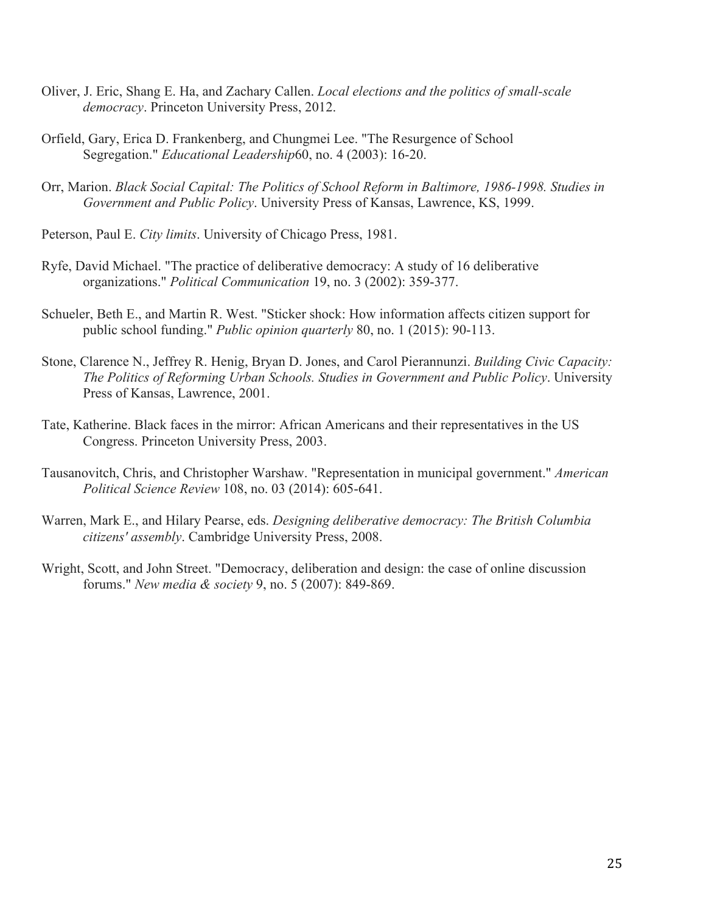Oliver, J. Eric, Shang E. Ha, and Zachary Callen. *Local elections and the politics of small-scale democracy*. Princeton University Press, 2012.

Orfield, Gary, Erica D. Frankenberg, and Chungmei Lee. "The Resurgence of School Segregation." *Educational Leadership*60, no. 4 (2003): 16-20.

Orr, Marion. *Black Social Capital: The Politics of School Reform in Baltimore, 1986-1998. Studies in Government and Public Policy*. University Press of Kansas, Lawrence, KS, 1999.

Peterson, Paul E. *City limits*. University of Chicago Press, 1981.

Ryfe, David Michael. "The practice of deliberative democracy: A study of 16 deliberative organizations." *Political Communication* 19, no. 3 (2002): 359-377.

Schueler, Beth E., and Martin R. West. "Sticker shock: How information affects citizen support for public school funding." *Public opinion quarterly* 80, no. 1 (2015): 90-113.

Stone, Clarence N., Jeffrey R. Henig, Bryan D. Jones, and Carol Pierannunzi. *Building Civic Capacity: The Politics of Reforming Urban Schools. Studies in Government and Public Policy*. University Press of Kansas, Lawrence, 2001.

Tate, Katherine. Black faces in the mirror: African Americans and their representatives in the US Congress. Princeton University Press, 2003.

Tausanovitch, Chris, and Christopher Warshaw. "Representation in municipal government." *American Political Science Review* 108, no. 03 (2014): 605-641.

Warren, Mark E., and Hilary Pearse, eds. *Designing deliberative democracy: The British Columbia citizens' assembly*. Cambridge University Press, 2008.

Wright, Scott, and John Street. "Democracy, deliberation and design: the case of online discussion forums." *New media & society* 9, no. 5 (2007): 849-869.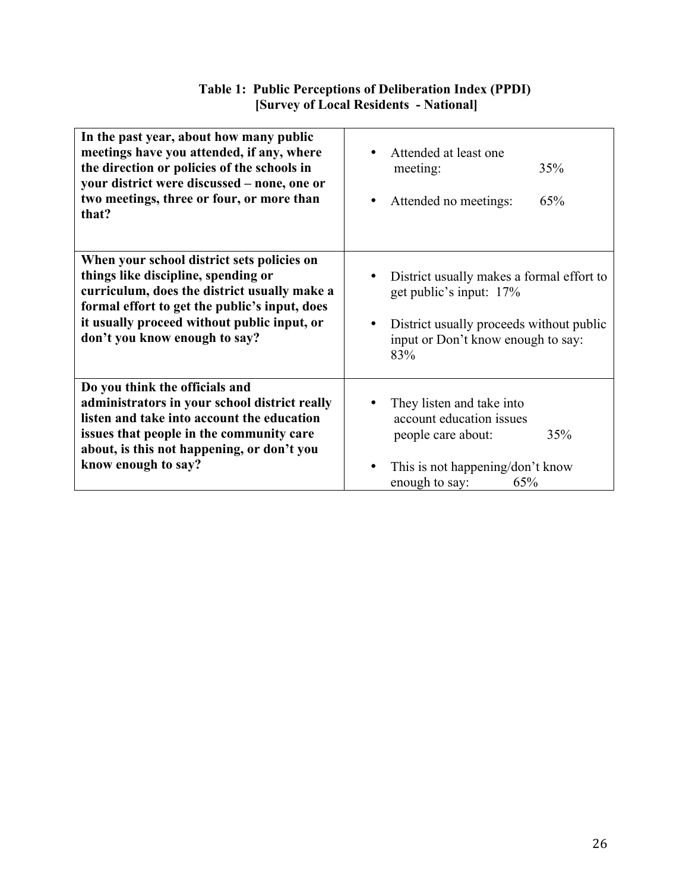**Table 1: Public Perceptions of Deliberation Index (PPDI)**
**[Survey of Local Residents - National]**

| | |
|---|---|
| **In the past year, about how many public meetings have you attended, if any, where the direction or policies of the schools in your district were discussed – none, one or two meetings, three or four, or more than that?** | • Attended at least one meeting: 35% <br> • Attended no meetings: 65% |
| **When your school district sets policies on things like discipline, spending or curriculum, does the district usually make a formal effort to get the public's input, does it usually proceed without public input, or don't you know enough to say?** | • District usually makes a formal effort to get public's input: 17% <br> • District usually proceeds without public input or Don't know enough to say: 83% |
| **Do you think the officials and administrators in your school district really listen and take into account the education issues that people in the community care about, is this not happening, or don't you know enough to say?** | • They listen and take into account education issues people care about: 35% <br> • This is not happening/don't know enough to say: 65% |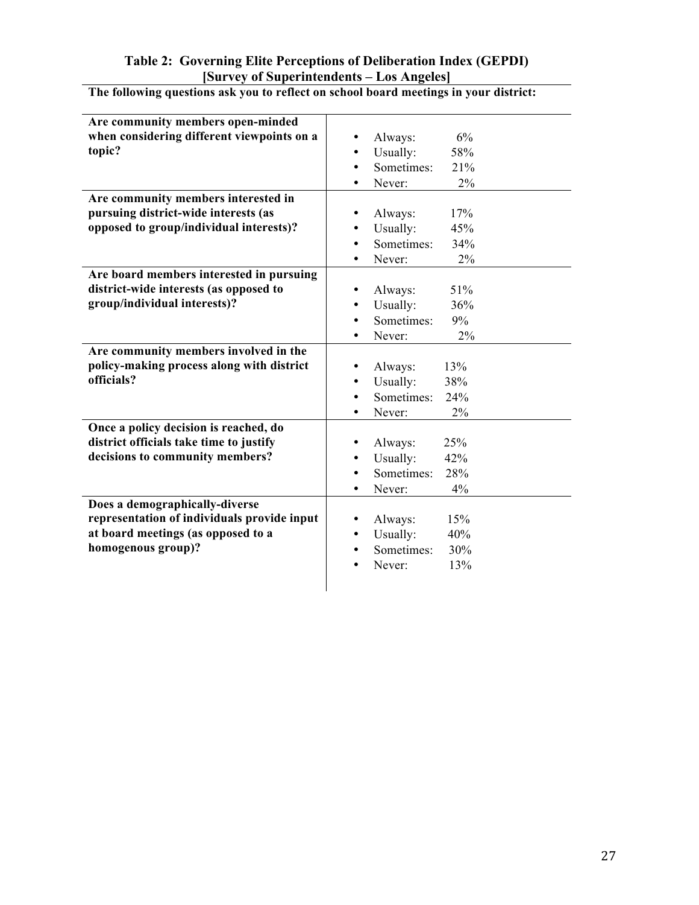**Table 2: Governing Elite Perceptions of Deliberation Index (GEPDI)**
**[Survey of Superintendents – Los Angeles]**

**The following questions ask you to reflect on school board meetings in your district:**

| | |
|---|---|
| **Are community members open-minded when considering different viewpoints on a topic?** | • Always: 6%<br>• Usually: 58%<br>• Sometimes: 21%<br>• Never: 2% |
| **Are community members interested in pursuing district-wide interests (as opposed to group/individual interests)?** | • Always: 17%<br>• Usually: 45%<br>• Sometimes: 34%<br>• Never: 2% |
| **Are board members interested in pursuing district-wide interests (as opposed to group/individual interests)?** | • Always: 51%<br>• Usually: 36%<br>• Sometimes: 9%<br>• Never: 2% |
| **Are community members involved in the policy-making process along with district officials?** | • Always: 13%<br>• Usually: 38%<br>• Sometimes: 24%<br>• Never: 2% |
| **Once a policy decision is reached, do district officials take time to justify decisions to community members?** | • Always: 25%<br>• Usually: 42%<br>• Sometimes: 28%<br>• Never: 4% |
| **Does a demographically-diverse representation of individuals provide input at board meetings (as opposed to a homogenous group)?** | • Always: 15%<br>• Usually: 40%<br>• Sometimes: 30%<br>• Never: 13% |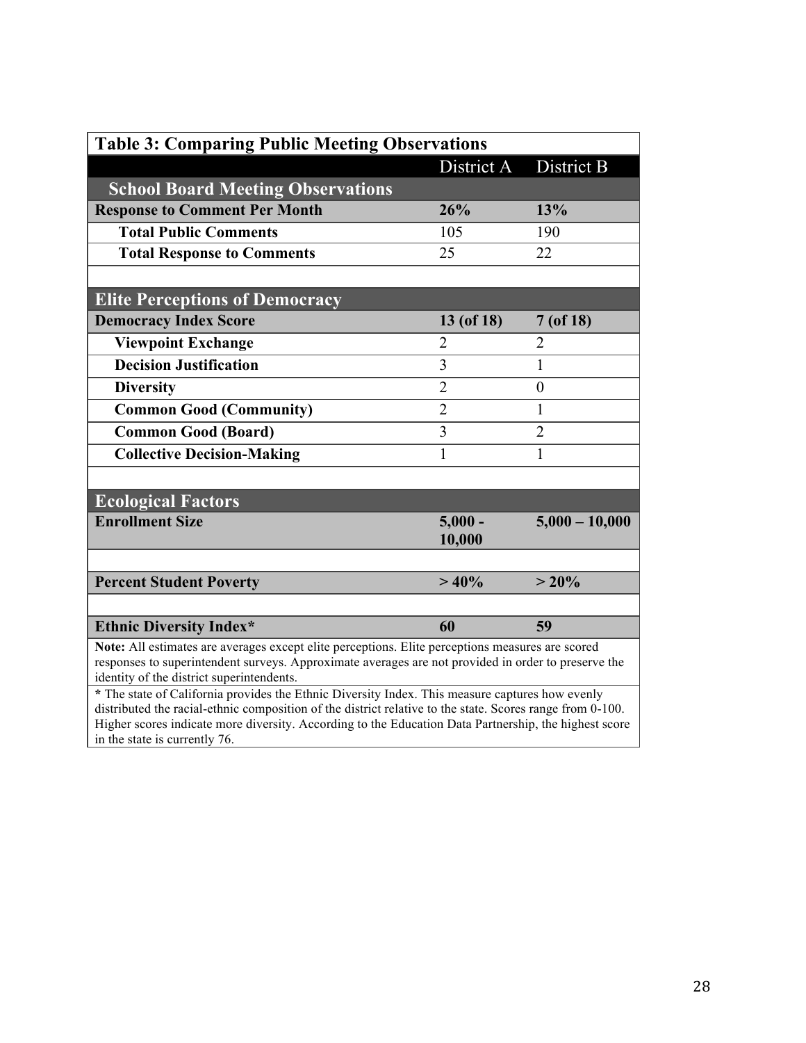**Table 3: Comparing Public Meeting Observations**

| | District A | District B |
|---|---|---|
| **School Board Meeting Observations** | | |
| **Response to Comment Per Month** | **26%** | **13%** |
| **Total Public Comments** | 105 | 190 |
| **Total Response to Comments** | 25 | 22 |
| | | |
| **Elite Perceptions of Democracy** | | |
| **Democracy Index Score** | **13 (of 18)** | **7 (of 18)** |
| **Viewpoint Exchange** | 2 | 2 |
| **Decision Justification** | 3 | 1 |
| **Diversity** | 2 | 0 |
| **Common Good (Community)** | 2 | 1 |
| **Common Good (Board)** | 3 | 2 |
| **Collective Decision-Making** | 1 | 1 |
| | | |
| **Ecological Factors** | | |
| **Enrollment Size** | **5,000 - 10,000** | **5,000 – 10,000** |
| | | |
| **Percent Student Poverty** | **> 40%** | **> 20%** |
| | | |
| **Ethnic Diversity Index*** | **60** | **59** |

**Note:** All estimates are averages except elite perceptions. Elite perceptions measures are scored responses to superintendent surveys. Approximate averages are not provided in order to preserve the identity of the district superintendents.

**\*** The state of California provides the Ethnic Diversity Index. This measure captures how evenly distributed the racial-ethnic composition of the district relative to the state. Scores range from 0-100. Higher scores indicate more diversity. According to the Education Data Partnership, the highest score in the state is currently 76.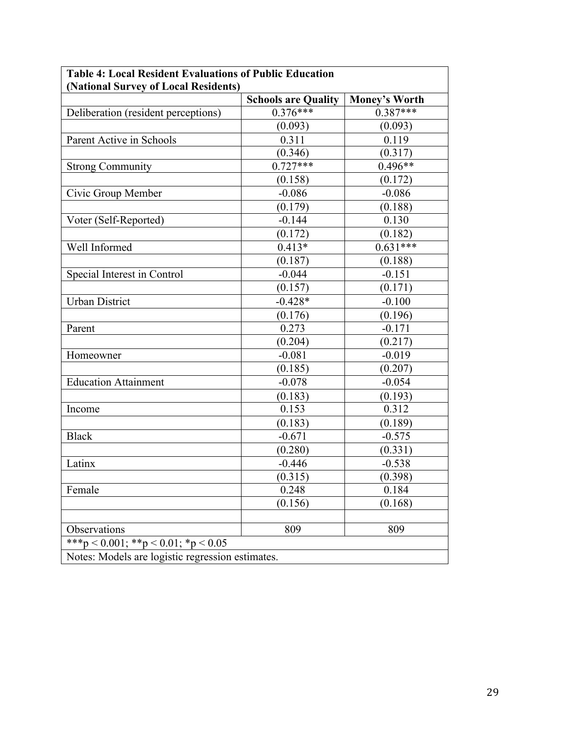**Table 4: Local Resident Evaluations of Public Education (National Survey of Local Residents)**

| | Schools are Quality | Money's Worth |
|---|---|---|
| Deliberation (resident perceptions) | 0.376*** | 0.387*** |
| | (0.093) | (0.093) |
| Parent Active in Schools | 0.311 | 0.119 |
| | (0.346) | (0.317) |
| Strong Community | 0.727*** | 0.496** |
| | (0.158) | (0.172) |
| Civic Group Member | -0.086 | -0.086 |
| | (0.179) | (0.188) |
| Voter (Self-Reported) | -0.144 | 0.130 |
| | (0.172) | (0.182) |
| Well Informed | 0.413* | 0.631*** |
| | (0.187) | (0.188) |
| Special Interest in Control | -0.044 | -0.151 |
| | (0.157) | (0.171) |
| Urban District | -0.428* | -0.100 |
| | (0.176) | (0.196) |
| Parent | 0.273 | -0.171 |
| | (0.204) | (0.217) |
| Homeowner | -0.081 | -0.019 |
| | (0.185) | (0.207) |
| Education Attainment | -0.078 | -0.054 |
| | (0.183) | (0.193) |
| Income | 0.153 | 0.312 |
| | (0.183) | (0.189) |
| Black | -0.671 | -0.575 |
| | (0.280) | (0.331) |
| Latinx | -0.446 | -0.538 |
| | (0.315) | (0.398) |
| Female | 0.248 | 0.184 |
| | (0.156) | (0.168) |
| | | |
| Observations | 809 | 809 |

***p < 0.001; **p < 0.01; *p < 0.05

Notes: Models are logistic regression estimates.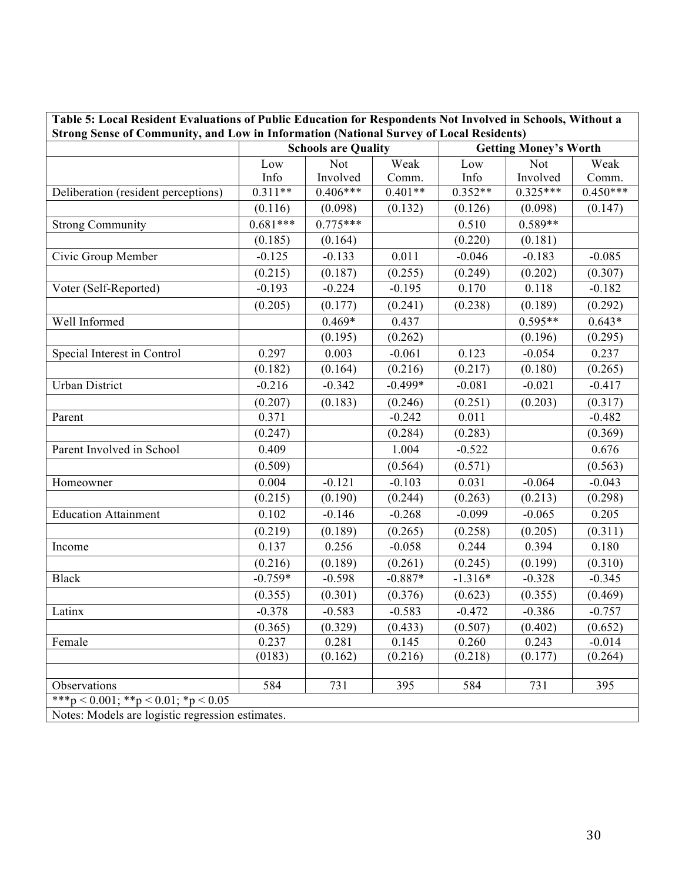**Table 5: Local Resident Evaluations of Public Education for Respondents Not Involved in Schools, Without a Strong Sense of Community, and Low in Information (National Survey of Local Residents)**

| | Schools are Quality | | | Getting Money's Worth | | |
|---|---|---|---|---|---|---|
| | Low Info | Not Involved | Weak Comm. | Low Info | Not Involved | Weak Comm. |
| Deliberation (resident perceptions) | 0.311** | 0.406*** | 0.401** | 0.352** | 0.325*** | 0.450*** |
| | (0.116) | (0.098) | (0.132) | (0.126) | (0.098) | (0.147) |
| Strong Community | 0.681*** | 0.775*** | | 0.510 | 0.589** | |
| | (0.185) | (0.164) | | (0.220) | (0.181) | |
| Civic Group Member | -0.125 | -0.133 | 0.011 | -0.046 | -0.183 | -0.085 |
| | (0.215) | (0.187) | (0.255) | (0.249) | (0.202) | (0.307) |
| Voter (Self-Reported) | -0.193 | -0.224 | -0.195 | 0.170 | 0.118 | -0.182 |
| | (0.205) | (0.177) | (0.241) | (0.238) | (0.189) | (0.292) |
| Well Informed | | 0.469* | 0.437 | | 0.595** | 0.643* |
| | | (0.195) | (0.262) | | (0.196) | (0.295) |
| Special Interest in Control | 0.297 | 0.003 | -0.061 | 0.123 | -0.054 | 0.237 |
| | (0.182) | (0.164) | (0.216) | (0.217) | (0.180) | (0.265) |
| Urban District | -0.216 | -0.342 | -0.499* | -0.081 | -0.021 | -0.417 |
| | (0.207) | (0.183) | (0.246) | (0.251) | (0.203) | (0.317) |
| Parent | 0.371 | | -0.242 | 0.011 | | -0.482 |
| | (0.247) | | (0.284) | (0.283) | | (0.369) |
| Parent Involved in School | 0.409 | | 1.004 | -0.522 | | 0.676 |
| | (0.509) | | (0.564) | (0.571) | | (0.563) |
| Homeowner | 0.004 | -0.121 | -0.103 | 0.031 | -0.064 | -0.043 |
| | (0.215) | (0.190) | (0.244) | (0.263) | (0.213) | (0.298) |
| Education Attainment | 0.102 | -0.146 | -0.268 | -0.099 | -0.065 | 0.205 |
| | (0.219) | (0.189) | (0.265) | (0.258) | (0.205) | (0.311) |
| Income | 0.137 | 0.256 | -0.058 | 0.244 | 0.394 | 0.180 |
| | (0.216) | (0.189) | (0.261) | (0.245) | (0.199) | (0.310) |
| Black | -0.759* | -0.598 | -0.887* | -1.316* | -0.328 | -0.345 |
| | (0.355) | (0.301) | (0.376) | (0.623) | (0.355) | (0.469) |
| Latinx | -0.378 | -0.583 | -0.583 | -0.472 | -0.386 | -0.757 |
| | (0.365) | (0.329) | (0.433) | (0.507) | (0.402) | (0.652) |
| Female | 0.237 | 0.281 | 0.145 | 0.260 | 0.243 | -0.014 |
| | (0183) | (0.162) | (0.216) | (0.218) | (0.177) | (0.264) |
| | | | | | | |
| Observations | 584 | 731 | 395 | 584 | 731 | 395 |

***$p < 0.001$; **$p < 0.01$; *$p < 0.05$

Notes: Models are logistic regression estimates.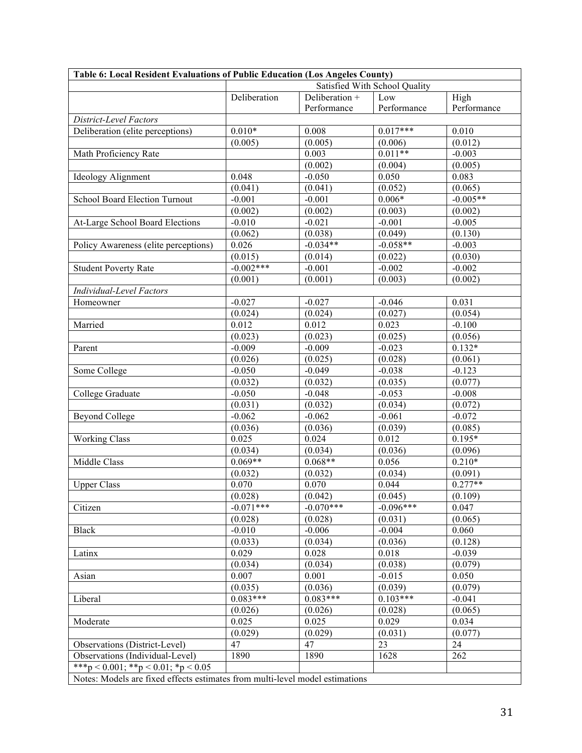| Table 6: Local Resident Evaluations of Public Education (Los Angeles County) | | | | |
|---|---|---|---|---|
| | Satisfied With School Quality | | | |
| | Deliberation | Deliberation + Performance | Low Performance | High Performance |
| *District-Level Factors* | | | | |
| Deliberation (elite perceptions) | 0.010* | 0.008 | 0.017*** | 0.010 |
| | (0.005) | (0.005) | (0.006) | (0.012) |
| Math Proficiency Rate | | 0.003 | 0.011** | -0.003 |
| | | (0.002) | (0.004) | (0.005) |
| Ideology Alignment | 0.048 | -0.050 | 0.050 | 0.083 |
| | (0.041) | (0.041) | (0.052) | (0.065) |
| School Board Election Turnout | -0.001 | -0.001 | 0.006* | -0.005** |
| | (0.002) | (0.002) | (0.003) | (0.002) |
| At-Large School Board Elections | -0.010 | -0.021 | -0.001 | -0.005 |
| | (0.062) | (0.038) | (0.049) | (0.130) |
| Policy Awareness (elite perceptions) | 0.026 | -0.034** | -0.058** | -0.003 |
| | (0.015) | (0.014) | (0.022) | (0.030) |
| Student Poverty Rate | -0.002*** | -0.001 | -0.002 | -0.002 |
| | (0.001) | (0.001) | (0.003) | (0.002) |
| *Individual-Level Factors* | | | | |
| Homeowner | -0.027 | -0.027 | -0.046 | 0.031 |
| | (0.024) | (0.024) | (0.027) | (0.054) |
| Married | 0.012 | 0.012 | 0.023 | -0.100 |
| | (0.023) | (0.023) | (0.025) | (0.056) |
| Parent | -0.009 | -0.009 | -0.023 | 0.132* |
| | (0.026) | (0.025) | (0.028) | (0.061) |
| Some College | -0.050 | -0.049 | -0.038 | -0.123 |
| | (0.032) | (0.032) | (0.035) | (0.077) |
| College Graduate | -0.050 | -0.048 | -0.053 | -0.008 |
| | (0.031) | (0.032) | (0.034) | (0.072) |
| Beyond College | -0.062 | -0.062 | -0.061 | -0.072 |
| | (0.036) | (0.036) | (0.039) | (0.085) |
| Working Class | 0.025 | 0.024 | 0.012 | 0.195* |
| | (0.034) | (0.034) | (0.036) | (0.096) |
| Middle Class | 0.069** | 0.068** | 0.056 | 0.210* |
| | (0.032) | (0.032) | (0.034) | (0.091) |
| Upper Class | 0.070 | 0.070 | 0.044 | 0.277** |
| | (0.028) | (0.042) | (0.045) | (0.109) |
| Citizen | -0.071*** | -0.070*** | -0.096*** | 0.047 |
| | (0.028) | (0.028) | (0.031) | (0.065) |
| Black | -0.010 | -0.006 | -0.004 | 0.060 |
| | (0.033) | (0.034) | (0.036) | (0.128) |
| Latinx | 0.029 | 0.028 | 0.018 | -0.039 |
| | (0.034) | (0.034) | (0.038) | (0.079) |
| Asian | 0.007 | 0.001 | -0.015 | 0.050 |
| | (0.035) | (0.036) | (0.039) | (0.079) |
| Liberal | 0.083*** | 0.083*** | 0.103*** | -0.041 |
| | (0.026) | (0.026) | (0.028) | (0.065) |
| Moderate | 0.025 | 0.025 | 0.029 | 0.034 |
| | (0.029) | (0.029) | (0.031) | (0.077) |
| Observations (District-Level) | 47 | 47 | 23 | 24 |
| Observations (Individual-Level) | 1890 | 1890 | 1628 | 262 |
| ***p < 0.001; **p < 0.01; *p < 0.05 | | | | |
| Notes: Models are fixed effects estimates from multi-level model estimations | | | | |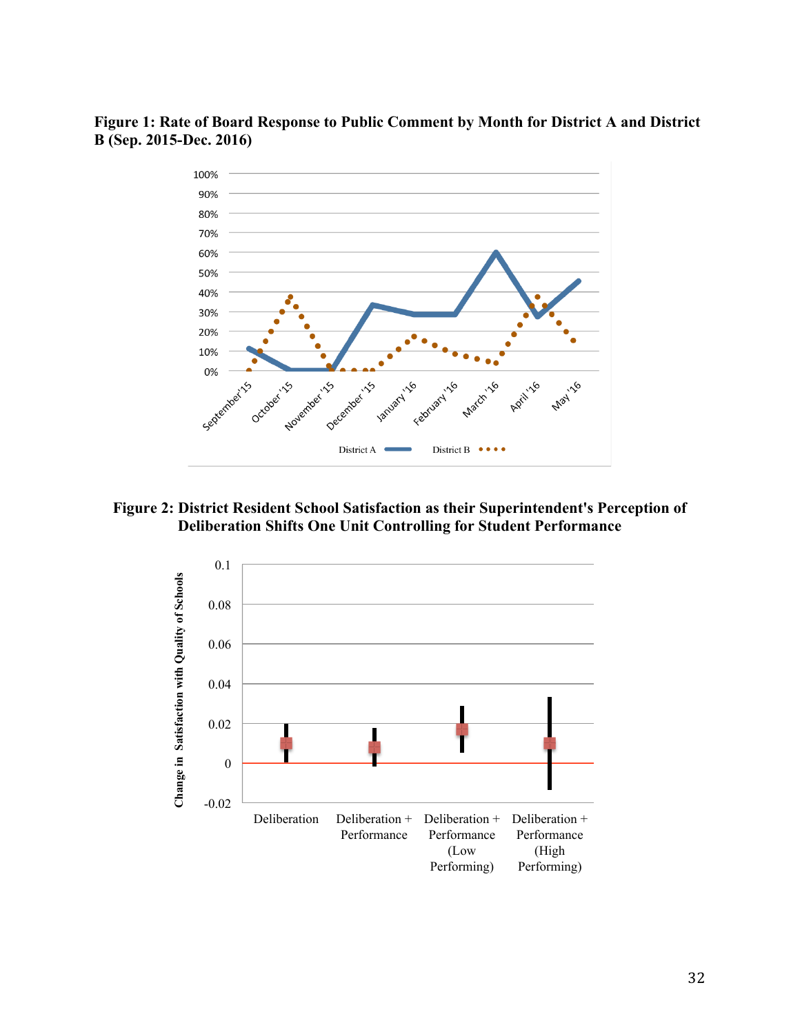**Figure 1: Rate of Board Response to Public Comment by Month for District A and District B (Sep. 2015-Dec. 2016)**

100%
90%
80%
70%
60%
50%
40%
30%
20%
10%
0%

September'15
October '15
November '15
December '15
January '16
February '16
March '16
April '16
May '16

District A
District B

**Figure 2: District Resident School Satisfaction as their Superintendent's Perception of Deliberation Shifts One Unit Controlling for Student Performance**

Change in Satisfaction with Quality of Schools

0.1
0.08
0.06
0.04
0.02
0
-0.02

Deliberation
Deliberation + Performance
Deliberation + Performance (Low Performing)
Deliberation + Performance (High Performing)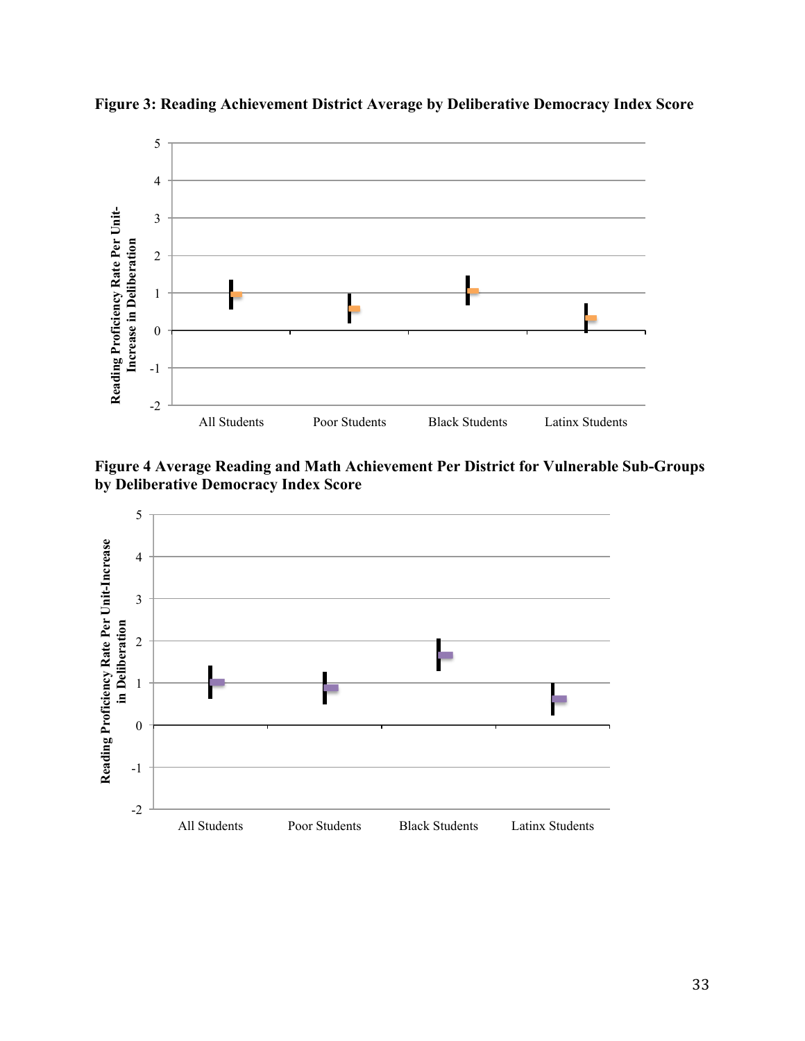**Figure 3: Reading Achievement District Average by Deliberative Democracy Index Score**

Reading Proficiency Rate Per Unit-Increase in Deliberation

5
4
3
2
1
0
-1
-2

All Students
Poor Students
Black Students
Latinx Students

**Figure 4 Average Reading and Math Achievement Per District for Vulnerable Sub-Groups by Deliberative Democracy Index Score**

Reading Proficiency Rate Per Unit-Increase in Deliberation

5
4
3
2
1
0
-1
-2

All Students
Poor Students
Black Students
Latinx Students